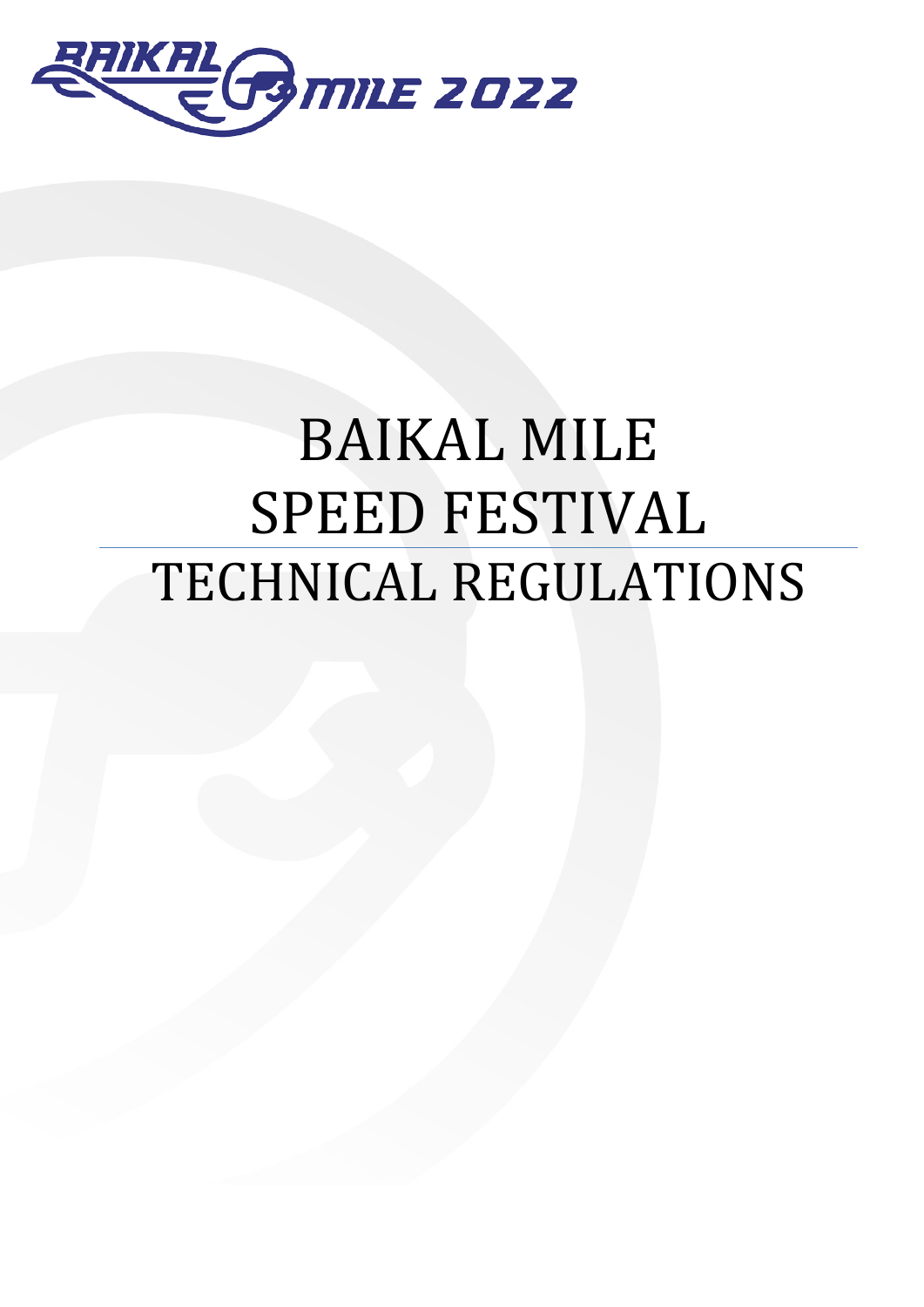# BAIKAL MILE SPEED FESTIVAL

# TECHNICAL REGULATIONS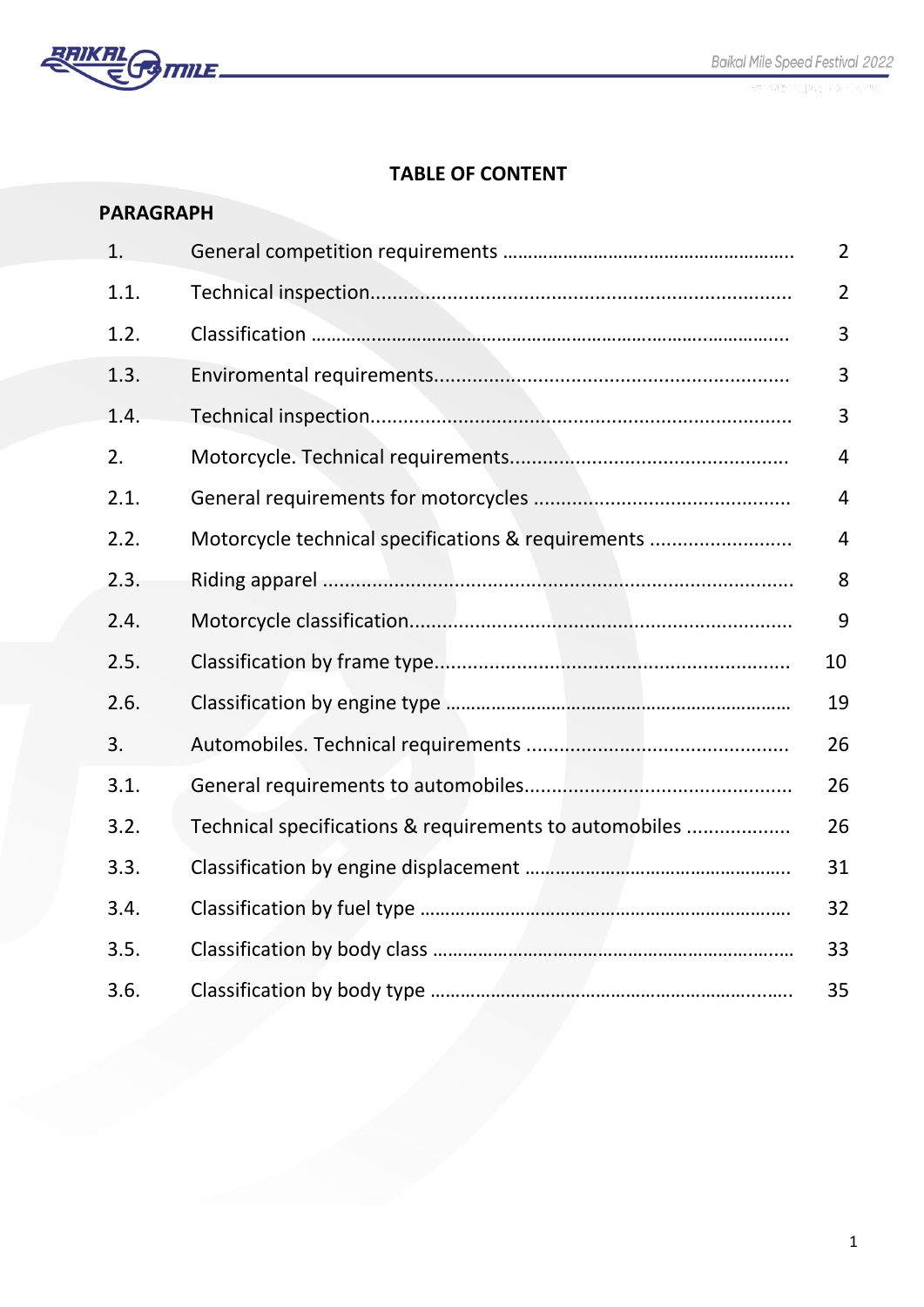# TABLE OF CONTENT

| PARAGRAPH | | |
|---|---|---|
| 1. | General competition requirements | 2 |
| 1.1. | Technical inspection | 2 |
| 1.2. | Classification | 3 |
| 1.3. | Enviromental requirements | 3 |
| 1.4. | Technical inspection | 3 |
| 2. | Motorcycle. Technical requirements | 4 |
| 2.1. | General requirements for motorcycles | 4 |
| 2.2. | Motorcycle technical specifications & requirements | 4 |
| 2.3. | Riding apparel | 8 |
| 2.4. | Motorcycle classification | 9 |
| 2.5. | Classification by frame type | 10 |
| 2.6. | Classification by engine type | 19 |
| 3. | Automobiles. Technical requirements | 26 |
| 3.1. | General requirements to automobiles | 26 |
| 3.2. | Technical specifications & requirements to automobiles | 26 |
| 3.3. | Classification by engine displacement | 31 |
| 3.4. | Classification by fuel type | 32 |
| 3.5. | Classification by body class | 33 |
| 3.6. | Classification by body type | 35 |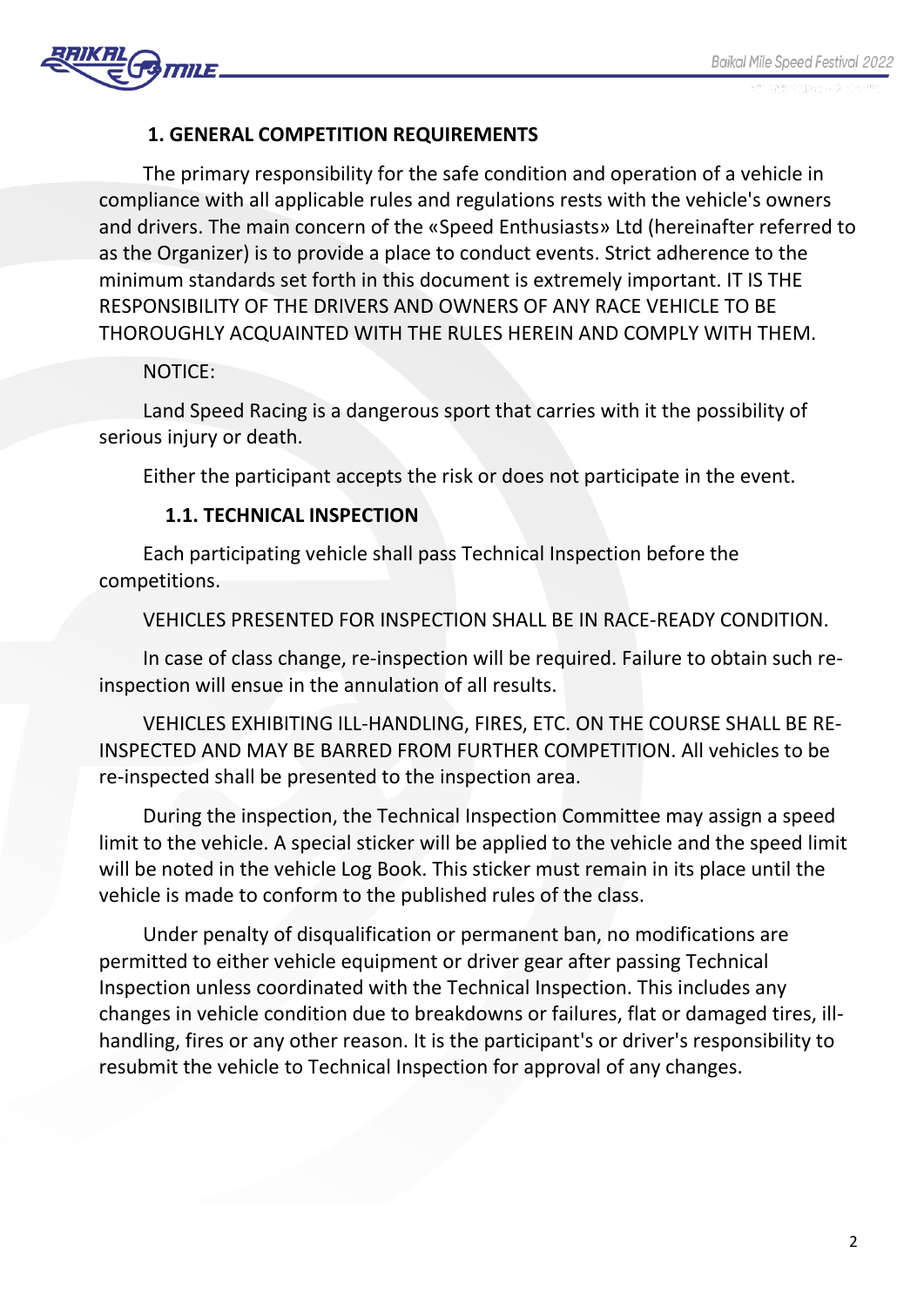## 1. GENERAL COMPETITION REQUIREMENTS

The primary responsibility for the safe condition and operation of a vehicle in compliance with all applicable rules and regulations rests with the vehicle's owners and drivers. The main concern of the «Speed Enthusiasts» Ltd (hereinafter referred to as the Organizer) is to provide a place to conduct events. Strict adherence to the minimum standards set forth in this document is extremely important. IT IS THE RESPONSIBILITY OF THE DRIVERS AND OWNERS OF ANY RACE VEHICLE TO BE THOROUGHLY ACQUAINTED WITH THE RULES HEREIN AND COMPLY WITH THEM.

NOTICE:

Land Speed Racing is a dangerous sport that carries with it the possibility of serious injury or death.

Either the participant accepts the risk or does not participate in the event.

### 1.1. TECHNICAL INSPECTION

Each participating vehicle shall pass Technical Inspection before the competitions.

VEHICLES PRESENTED FOR INSPECTION SHALL BE IN RACE-READY CONDITION.

In case of class change, re-inspection will be required. Failure to obtain such re-inspection will ensue in the annulation of all results.

VEHICLES EXHIBITING ILL-HANDLING, FIRES, ETC. ON THE COURSE SHALL BE RE-INSPECTED AND MAY BE BARRED FROM FURTHER COMPETITION. All vehicles to be re-inspected shall be presented to the inspection area.

During the inspection, the Technical Inspection Committee may assign a speed limit to the vehicle. A special sticker will be applied to the vehicle and the speed limit will be noted in the vehicle Log Book. This sticker must remain in its place until the vehicle is made to conform to the published rules of the class.

Under penalty of disqualification or permanent ban, no modifications are permitted to either vehicle equipment or driver gear after passing Technical Inspection unless coordinated with the Technical Inspection. This includes any changes in vehicle condition due to breakdowns or failures, flat or damaged tires, ill-handling, fires or any other reason. It is the participant's or driver's responsibility to resubmit the vehicle to Technical Inspection for approval of any changes.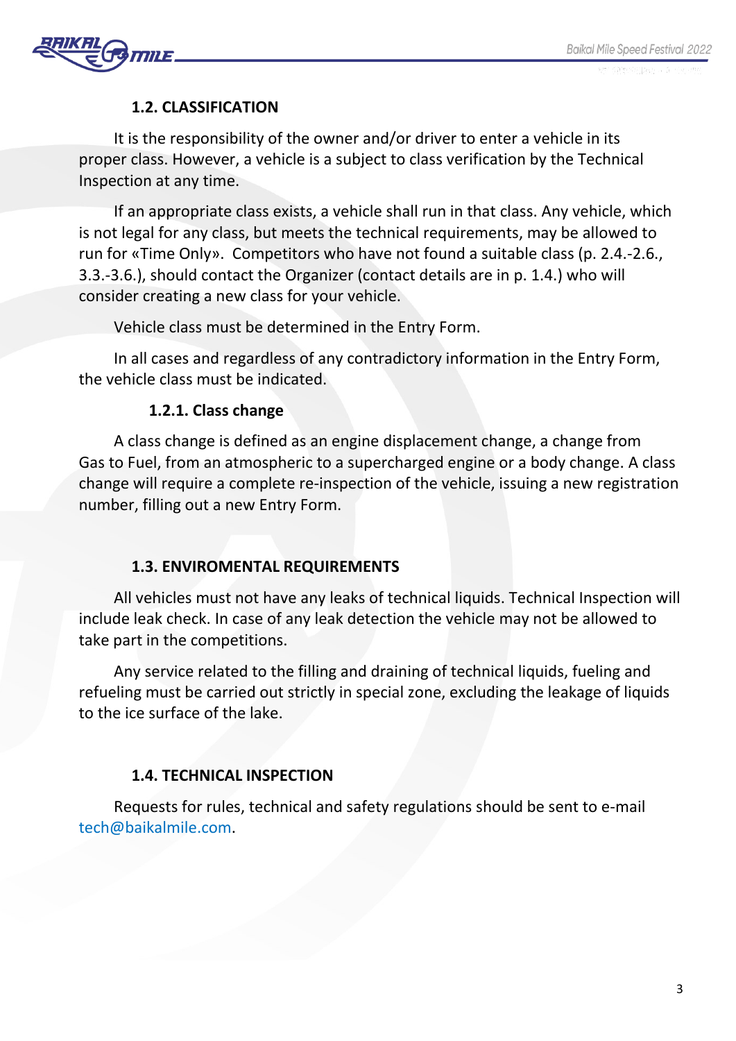## 1.2. CLASSIFICATION

It is the responsibility of the owner and/or driver to enter a vehicle in its proper class. However, a vehicle is a subject to class verification by the Technical Inspection at any time.

If an appropriate class exists, a vehicle shall run in that class. Any vehicle, which is not legal for any class, but meets the technical requirements, may be allowed to run for «Time Only». Competitors who have not found a suitable class (p. 2.4.-2.6., 3.3.-3.6.), should contact the Organizer (contact details are in p. 1.4.) who will consider creating a new class for your vehicle.

Vehicle class must be determined in the Entry Form.

In all cases and regardless of any contradictory information in the Entry Form, the vehicle class must be indicated.

### 1.2.1. Class change

A class change is defined as an engine displacement change, a change from Gas to Fuel, from an atmospheric to a supercharged engine or a body change. A class change will require a complete re-inspection of the vehicle, issuing a new registration number, filling out a new Entry Form.

## 1.3. ENVIROMENTAL REQUIREMENTS

All vehicles must not have any leaks of technical liquids. Technical Inspection will include leak check. In case of any leak detection the vehicle may not be allowed to take part in the competitions.

Any service related to the filling and draining of technical liquids, fueling and refueling must be carried out strictly in special zone, excluding the leakage of liquids to the ice surface of the lake.

## 1.4. TECHNICAL INSPECTION

Requests for rules, technical and safety regulations should be sent to e-mail tech@baikalmile.com.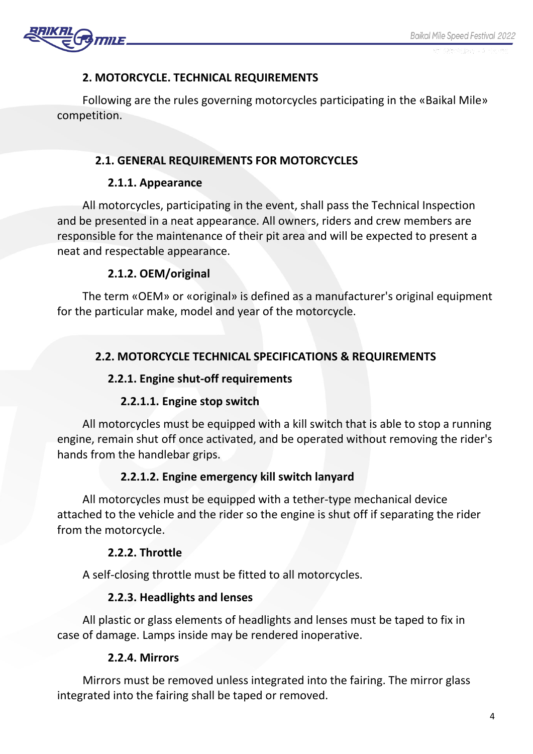## 2. MOTORCYCLE. TECHNICAL REQUIREMENTS

Following are the rules governing motorcycles participating in the «Baikal Mile» competition.

### 2.1. GENERAL REQUIREMENTS FOR MOTORCYCLES

#### 2.1.1. Appearance

All motorcycles, participating in the event, shall pass the Technical Inspection and be presented in a neat appearance. All owners, riders and crew members are responsible for the maintenance of their pit area and will be expected to present a neat and respectable appearance.

#### 2.1.2. OEM/original

The term «OEM» or «original» is defined as a manufacturer's original equipment for the particular make, model and year of the motorcycle.

### 2.2. MOTORCYCLE TECHNICAL SPECIFICATIONS & REQUIREMENTS

#### 2.2.1. Engine shut-off requirements

##### 2.2.1.1. Engine stop switch

All motorcycles must be equipped with a kill switch that is able to stop a running engine, remain shut off once activated, and be operated without removing the rider's hands from the handlebar grips.

##### 2.2.1.2. Engine emergency kill switch lanyard

All motorcycles must be equipped with a tether-type mechanical device attached to the vehicle and the rider so the engine is shut off if separating the rider from the motorcycle.

#### 2.2.2. Throttle

A self-closing throttle must be fitted to all motorcycles.

#### 2.2.3. Headlights and lenses

All plastic or glass elements of headlights and lenses must be taped to fix in case of damage. Lamps inside may be rendered inoperative.

#### 2.2.4. Mirrors

Mirrors must be removed unless integrated into the fairing. The mirror glass integrated into the fairing shall be taped or removed.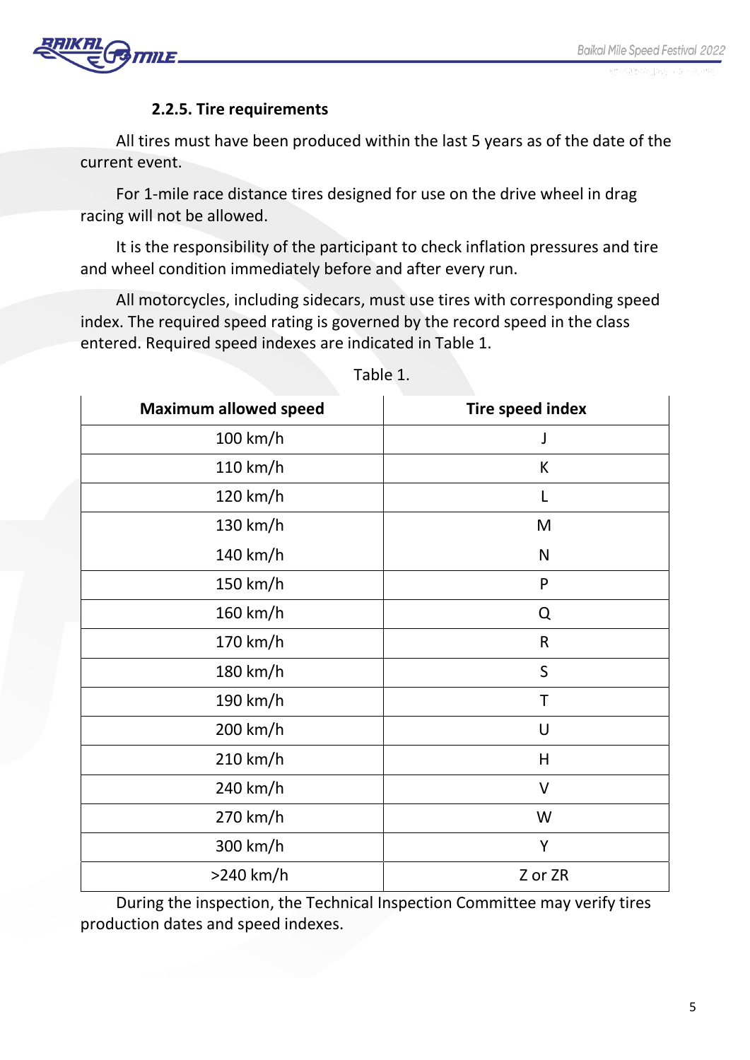### 2.2.5. Tire requirements

All tires must have been produced within the last 5 years as of the date of the current event.

For 1-mile race distance tires designed for use on the drive wheel in drag racing will not be allowed.

It is the responsibility of the participant to check inflation pressures and tire and wheel condition immediately before and after every run.

All motorcycles, including sidecars, must use tires with corresponding speed index. The required speed rating is governed by the record speed in the class entered. Required speed indexes are indicated in Table 1.

Table 1.

| Maximum allowed speed | Tire speed index |
|---|---|
| 100 km/h | J |
| 110 km/h | K |
| 120 km/h | L |
| 130 km/h | M |
| 140 km/h | N |
| 150 km/h | P |
| 160 km/h | Q |
| 170 km/h | R |
| 180 km/h | S |
| 190 km/h | T |
| 200 km/h | U |
| 210 km/h | H |
| 240 km/h | V |
| 270 km/h | W |
| 300 km/h | Y |
| >240 km/h | Z or ZR |

During the inspection, the Technical Inspection Committee may verify tires production dates and speed indexes.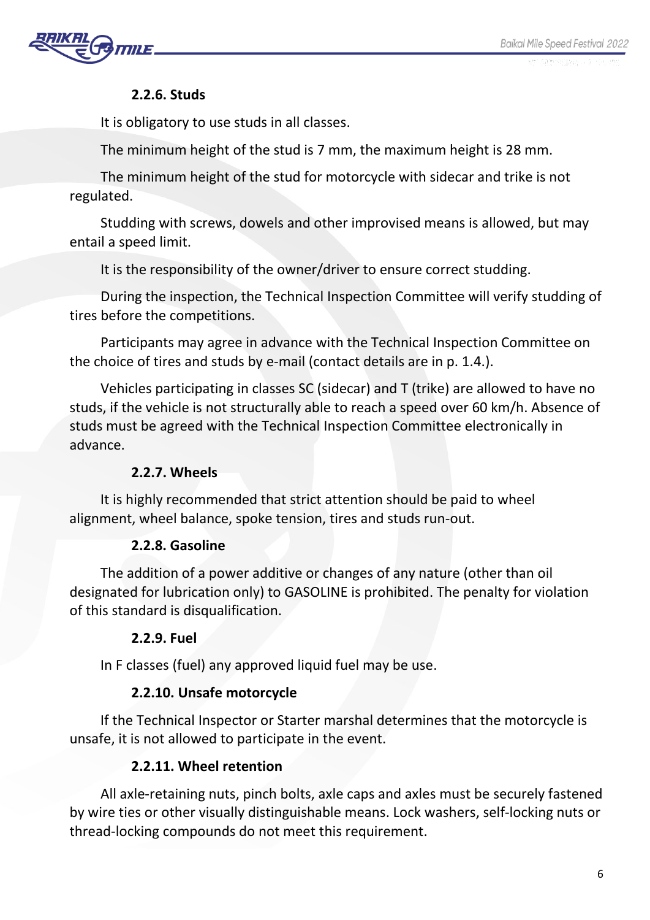#### 2.2.6. Studs

It is obligatory to use studs in all classes.

The minimum height of the stud is 7 mm, the maximum height is 28 mm.

The minimum height of the stud for motorcycle with sidecar and trike is not regulated.

Studding with screws, dowels and other improvised means is allowed, but may entail a speed limit.

It is the responsibility of the owner/driver to ensure correct studding.

During the inspection, the Technical Inspection Committee will verify studding of tires before the competitions.

Participants may agree in advance with the Technical Inspection Committee on the choice of tires and studs by e-mail (contact details are in p. 1.4.).

Vehicles participating in classes SC (sidecar) and T (trike) are allowed to have no studs, if the vehicle is not structurally able to reach a speed over 60 km/h. Absence of studs must be agreed with the Technical Inspection Committee electronically in advance.

#### 2.2.7. Wheels

It is highly recommended that strict attention should be paid to wheel alignment, wheel balance, spoke tension, tires and studs run-out.

#### 2.2.8. Gasoline

The addition of a power additive or changes of any nature (other than oil designated for lubrication only) to GASOLINE is prohibited. The penalty for violation of this standard is disqualification.

#### 2.2.9. Fuel

In F classes (fuel) any approved liquid fuel may be use.

#### 2.2.10. Unsafe motorcycle

If the Technical Inspector or Starter marshal determines that the motorcycle is unsafe, it is not allowed to participate in the event.

#### 2.2.11. Wheel retention

All axle-retaining nuts, pinch bolts, axle caps and axles must be securely fastened by wire ties or other visually distinguishable means. Lock washers, self-locking nuts or thread-locking compounds do not meet this requirement.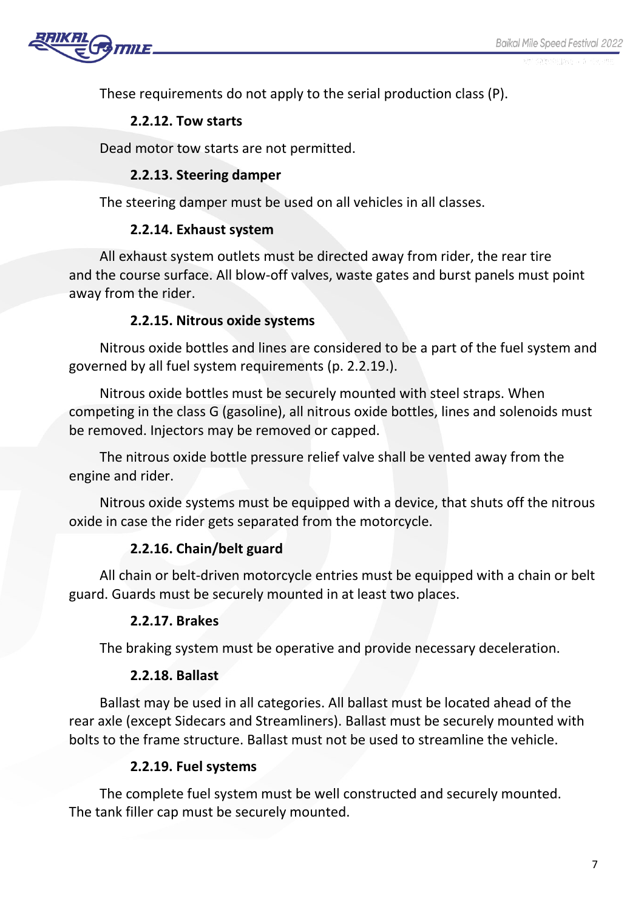These requirements do not apply to the serial production class (P).

#### 2.2.12. Tow starts

Dead motor tow starts are not permitted.

#### 2.2.13. Steering damper

The steering damper must be used on all vehicles in all classes.

#### 2.2.14. Exhaust system

All exhaust system outlets must be directed away from rider, the rear tire and the course surface. All blow-off valves, waste gates and burst panels must point away from the rider.

#### 2.2.15. Nitrous oxide systems

Nitrous oxide bottles and lines are considered to be a part of the fuel system and governed by all fuel system requirements (p. 2.2.19.).

Nitrous oxide bottles must be securely mounted with steel straps. When competing in the class G (gasoline), all nitrous oxide bottles, lines and solenoids must be removed. Injectors may be removed or capped.

The nitrous oxide bottle pressure relief valve shall be vented away from the engine and rider.

Nitrous oxide systems must be equipped with a device, that shuts off the nitrous oxide in case the rider gets separated from the motorcycle.

#### 2.2.16. Chain/belt guard

All chain or belt-driven motorcycle entries must be equipped with a chain or belt guard. Guards must be securely mounted in at least two places.

#### 2.2.17. Brakes

The braking system must be operative and provide necessary deceleration.

#### 2.2.18. Ballast

Ballast may be used in all categories. All ballast must be located ahead of the rear axle (except Sidecars and Streamliners). Ballast must be securely mounted with bolts to the frame structure. Ballast must not be used to streamline the vehicle.

#### 2.2.19. Fuel systems

The complete fuel system must be well constructed and securely mounted. The tank filler cap must be securely mounted.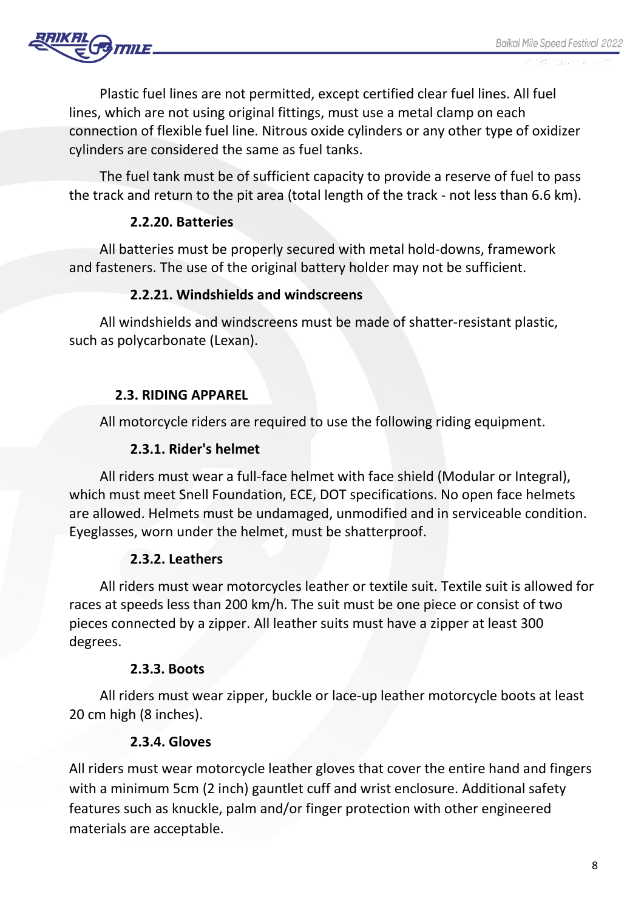Plastic fuel lines are not permitted, except certified clear fuel lines. All fuel lines, which are not using original fittings, must use a metal clamp on each connection of flexible fuel line. Nitrous oxide cylinders or any other type of oxidizer cylinders are considered the same as fuel tanks.

The fuel tank must be of sufficient capacity to provide a reserve of fuel to pass the track and return to the pit area (total length of the track - not less than 6.6 km).

#### 2.2.20. Batteries

All batteries must be properly secured with metal hold-downs, framework and fasteners. The use of the original battery holder may not be sufficient.

#### 2.2.21. Windshields and windscreens

All windshields and windscreens must be made of shatter-resistant plastic, such as polycarbonate (Lexan).

### 2.3. RIDING APPAREL

All motorcycle riders are required to use the following riding equipment.

#### 2.3.1. Rider's helmet

All riders must wear a full-face helmet with face shield (Modular or Integral), which must meet Snell Foundation, ECE, DOT specifications. No open face helmets are allowed. Helmets must be undamaged, unmodified and in serviceable condition. Eyeglasses, worn under the helmet, must be shatterproof.

#### 2.3.2. Leathers

All riders must wear motorcycles leather or textile suit. Textile suit is allowed for races at speeds less than 200 km/h. The suit must be one piece or consist of two pieces connected by a zipper. All leather suits must have a zipper at least 300 degrees.

#### 2.3.3. Boots

All riders must wear zipper, buckle or lace-up leather motorcycle boots at least 20 cm high (8 inches).

#### 2.3.4. Gloves

All riders must wear motorcycle leather gloves that cover the entire hand and fingers with a minimum 5cm (2 inch) gauntlet cuff and wrist enclosure. Additional safety features such as knuckle, palm and/or finger protection with other engineered materials are acceptable.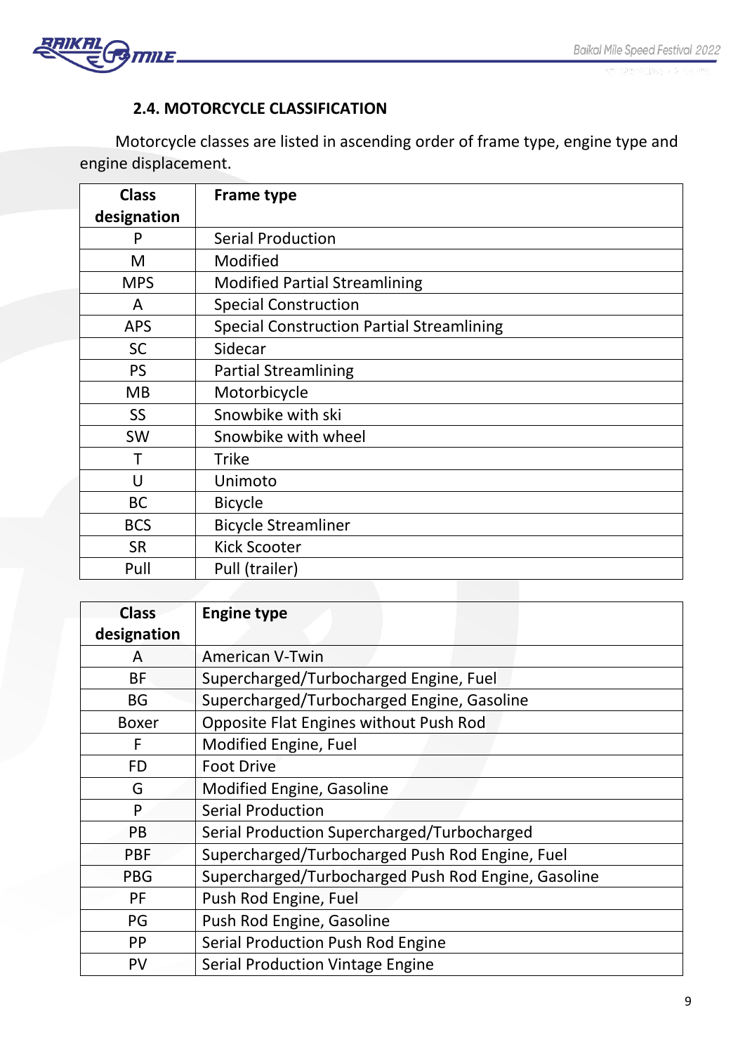### 2.4. MOTORCYCLE CLASSIFICATION

Motorcycle classes are listed in ascending order of frame type, engine type and engine displacement.

| Class designation | Frame type |
|---|---|
| P | Serial Production |
| M | Modified |
| MPS | Modified Partial Streamlining |
| A | Special Construction |
| APS | Special Construction Partial Streamlining |
| SC | Sidecar |
| PS | Partial Streamlining |
| MB | Motorbicycle |
| SS | Snowbike with ski |
| SW | Snowbike with wheel |
| T | Trike |
| U | Unimoto |
| BC | Bicycle |
| BCS | Bicycle Streamliner |
| SR | Kick Scooter |
| Pull | Pull (trailer) |

| Class designation | Engine type |
|---|---|
| A | American V-Twin |
| BF | Supercharged/Turbocharged Engine, Fuel |
| BG | Supercharged/Turbocharged Engine, Gasoline |
| Boxer | Opposite Flat Engines without Push Rod |
| F | Modified Engine, Fuel |
| FD | Foot Drive |
| G | Modified Engine, Gasoline |
| P | Serial Production |
| PB | Serial Production Supercharged/Turbocharged |
| PBF | Supercharged/Turbocharged Push Rod Engine, Fuel |
| PBG | Supercharged/Turbocharged Push Rod Engine, Gasoline |
| PF | Push Rod Engine, Fuel |
| PG | Push Rod Engine, Gasoline |
| PP | Serial Production Push Rod Engine |
| PV | Serial Production Vintage Engine |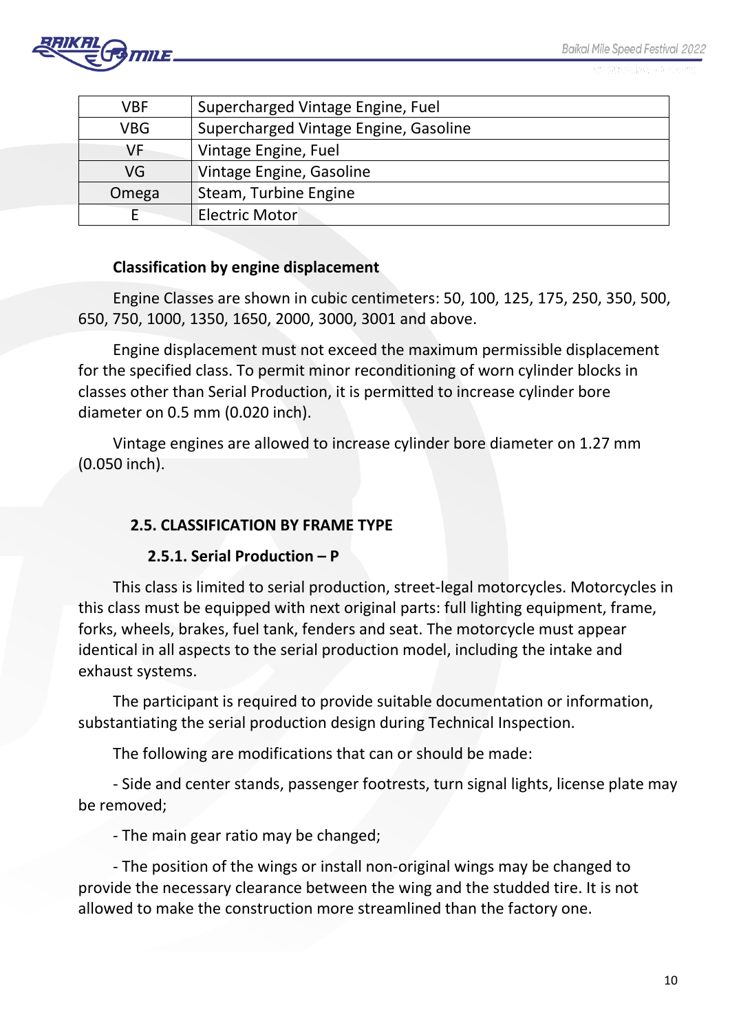| | |
|---|---|
| VBF | Supercharged Vintage Engine, Fuel |
| VBG | Supercharged Vintage Engine, Gasoline |
| VF | Vintage Engine, Fuel |
| VG | Vintage Engine, Gasoline |
| Omega | Steam, Turbine Engine |
| E | Electric Motor |

**Classification by engine displacement**

Engine Classes are shown in cubic centimeters: 50, 100, 125, 175, 250, 350, 500, 650, 750, 1000, 1350, 1650, 2000, 3000, 3001 and above.

Engine displacement must not exceed the maximum permissible displacement for the specified class. To permit minor reconditioning of worn cylinder blocks in classes other than Serial Production, it is permitted to increase cylinder bore diameter on 0.5 mm (0.020 inch).

Vintage engines are allowed to increase cylinder bore diameter on 1.27 mm (0.050 inch).

## 2.5. CLASSIFICATION BY FRAME TYPE

### 2.5.1. Serial Production – P

This class is limited to serial production, street-legal motorcycles. Motorcycles in this class must be equipped with next original parts: full lighting equipment, frame, forks, wheels, brakes, fuel tank, fenders and seat. The motorcycle must appear identical in all aspects to the serial production model, including the intake and exhaust systems.

The participant is required to provide suitable documentation or information, substantiating the serial production design during Technical Inspection.

The following are modifications that can or should be made:

- Side and center stands, passenger footrests, turn signal lights, license plate may be removed;

- The main gear ratio may be changed;

- The position of the wings or install non-original wings may be changed to provide the necessary clearance between the wing and the studded tire. It is not allowed to make the construction more streamlined than the factory one.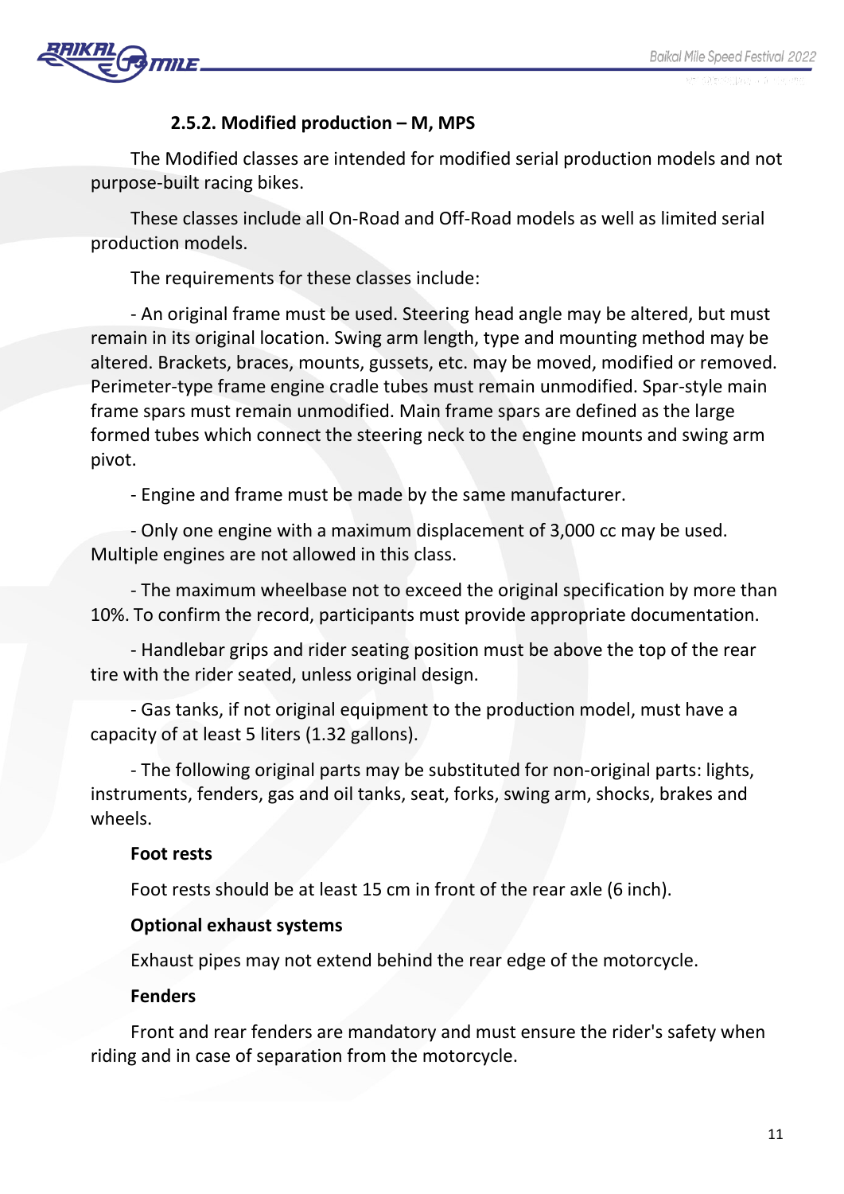### 2.5.2. Modified production – M, MPS

The Modified classes are intended for modified serial production models and not purpose-built racing bikes.

These classes include all On-Road and Off-Road models as well as limited serial production models.

The requirements for these classes include:

- An original frame must be used. Steering head angle may be altered, but must remain in its original location. Swing arm length, type and mounting method may be altered. Brackets, braces, mounts, gussets, etc. may be moved, modified or removed. Perimeter-type frame engine cradle tubes must remain unmodified. Spar-style main frame spars must remain unmodified. Main frame spars are defined as the large formed tubes which connect the steering neck to the engine mounts and swing arm pivot.

- Engine and frame must be made by the same manufacturer.

- Only one engine with a maximum displacement of 3,000 cc may be used. Multiple engines are not allowed in this class.

- The maximum wheelbase not to exceed the original specification by more than 10%. To confirm the record, participants must provide appropriate documentation.

- Handlebar grips and rider seating position must be above the top of the rear tire with the rider seated, unless original design.

- Gas tanks, if not original equipment to the production model, must have a capacity of at least 5 liters (1.32 gallons).

- The following original parts may be substituted for non-original parts: lights, instruments, fenders, gas and oil tanks, seat, forks, swing arm, shocks, brakes and wheels.

**Foot rests**

Foot rests should be at least 15 cm in front of the rear axle (6 inch).

**Optional exhaust systems**

Exhaust pipes may not extend behind the rear edge of the motorcycle.

**Fenders**

Front and rear fenders are mandatory and must ensure the rider's safety when riding and in case of separation from the motorcycle.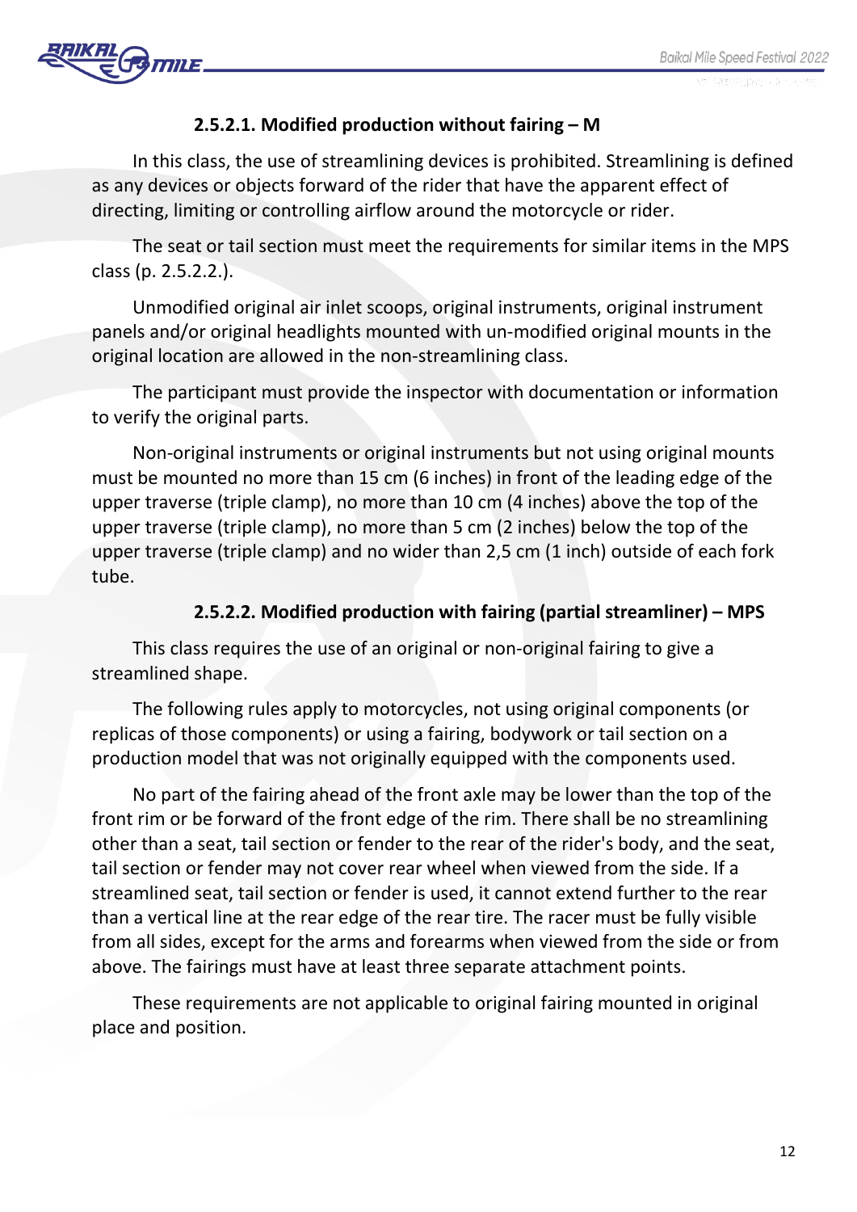#### 2.5.2.1. Modified production without fairing – M

In this class, the use of streamlining devices is prohibited. Streamlining is defined as any devices or objects forward of the rider that have the apparent effect of directing, limiting or controlling airflow around the motorcycle or rider.

The seat or tail section must meet the requirements for similar items in the MPS class (p. 2.5.2.2.).

Unmodified original air inlet scoops, original instruments, original instrument panels and/or original headlights mounted with un-modified original mounts in the original location are allowed in the non-streamlining class.

The participant must provide the inspector with documentation or information to verify the original parts.

Non-original instruments or original instruments but not using original mounts must be mounted no more than 15 cm (6 inches) in front of the leading edge of the upper traverse (triple clamp), no more than 10 cm (4 inches) above the top of the upper traverse (triple clamp), no more than 5 cm (2 inches) below the top of the upper traverse (triple clamp) and no wider than 2,5 cm (1 inch) outside of each fork tube.

#### 2.5.2.2. Modified production with fairing (partial streamliner) – MPS

This class requires the use of an original or non-original fairing to give a streamlined shape.

The following rules apply to motorcycles, not using original components (or replicas of those components) or using a fairing, bodywork or tail section on a production model that was not originally equipped with the components used.

No part of the fairing ahead of the front axle may be lower than the top of the front rim or be forward of the front edge of the rim. There shall be no streamlining other than a seat, tail section or fender to the rear of the rider's body, and the seat, tail section or fender may not cover rear wheel when viewed from the side. If a streamlined seat, tail section or fender is used, it cannot extend further to the rear than a vertical line at the rear edge of the rear tire. The racer must be fully visible from all sides, except for the arms and forearms when viewed from the side or from above. The fairings must have at least three separate attachment points.

These requirements are not applicable to original fairing mounted in original place and position.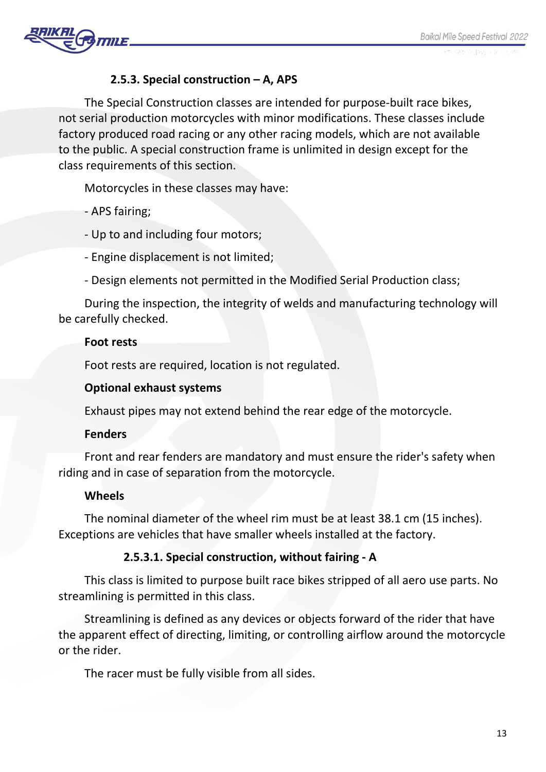### 2.5.3. Special construction – A, APS

The Special Construction classes are intended for purpose-built race bikes, not serial production motorcycles with minor modifications. These classes include factory produced road racing or any other racing models, which are not available to the public. A special construction frame is unlimited in design except for the class requirements of this section.

Motorcycles in these classes may have:

- APS fairing;

- Up to and including four motors;

- Engine displacement is not limited;

- Design elements not permitted in the Modified Serial Production class;

During the inspection, the integrity of welds and manufacturing technology will be carefully checked.

**Foot rests**

Foot rests are required, location is not regulated.

**Optional exhaust systems**

Exhaust pipes may not extend behind the rear edge of the motorcycle.

**Fenders**

Front and rear fenders are mandatory and must ensure the rider's safety when riding and in case of separation from the motorcycle.

**Wheels**

The nominal diameter of the wheel rim must be at least 38.1 cm (15 inches). Exceptions are vehicles that have smaller wheels installed at the factory.

#### 2.5.3.1. Special construction, without fairing - A

This class is limited to purpose built race bikes stripped of all aero use parts. No streamlining is permitted in this class.

Streamlining is defined as any devices or objects forward of the rider that have the apparent effect of directing, limiting, or controlling airflow around the motorcycle or the rider.

The racer must be fully visible from all sides.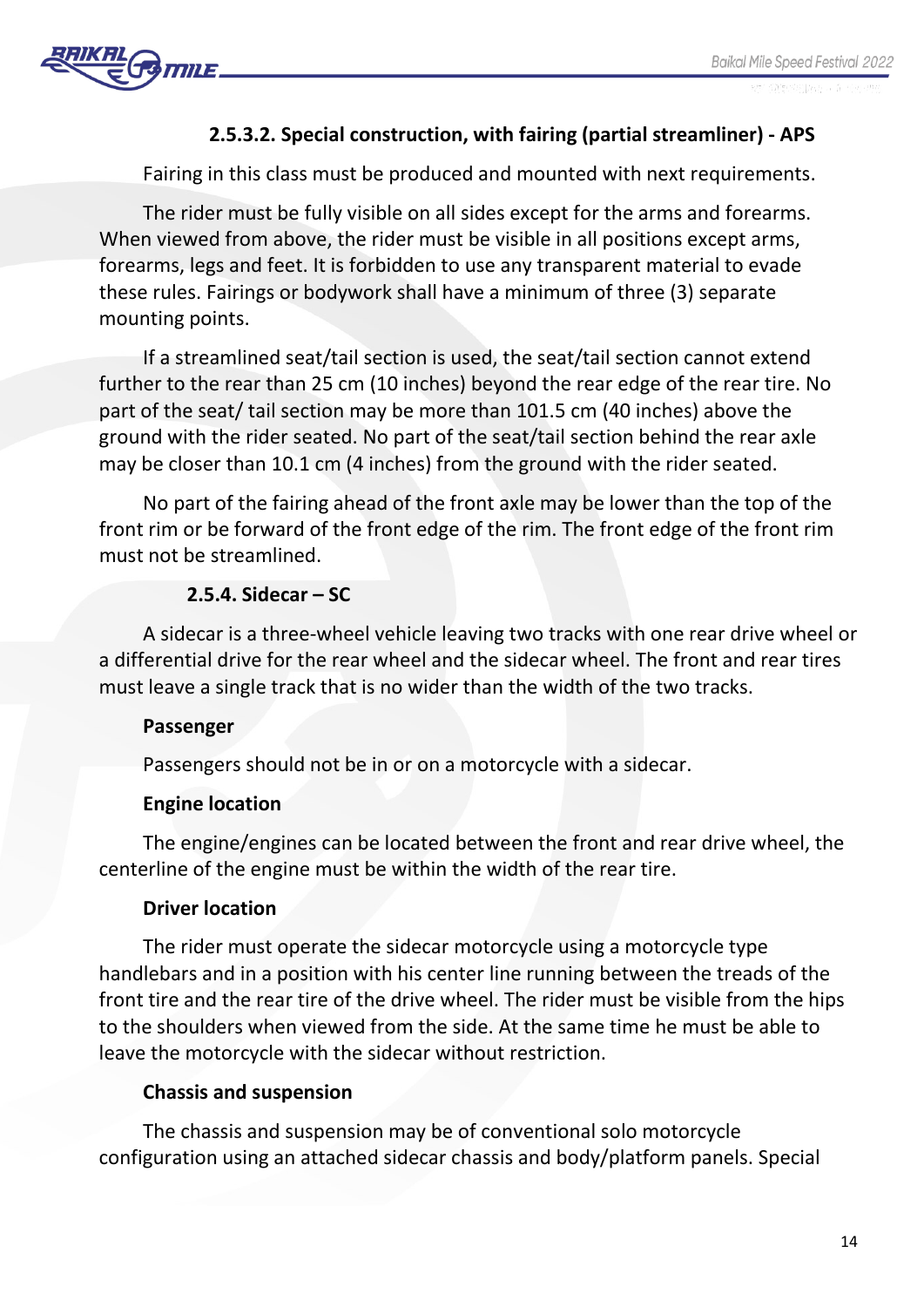#### 2.5.3.2. Special construction, with fairing (partial streamliner) - APS

Fairing in this class must be produced and mounted with next requirements.

The rider must be fully visible on all sides except for the arms and forearms. When viewed from above, the rider must be visible in all positions except arms, forearms, legs and feet. It is forbidden to use any transparent material to evade these rules. Fairings or bodywork shall have a minimum of three (3) separate mounting points.

If a streamlined seat/tail section is used, the seat/tail section cannot extend further to the rear than 25 cm (10 inches) beyond the rear edge of the rear tire. No part of the seat/ tail section may be more than 101.5 cm (40 inches) above the ground with the rider seated. No part of the seat/tail section behind the rear axle may be closer than 10.1 cm (4 inches) from the ground with the rider seated.

No part of the fairing ahead of the front axle may be lower than the top of the front rim or be forward of the front edge of the rim. The front edge of the front rim must not be streamlined.

### 2.5.4. Sidecar – SC

A sidecar is a three-wheel vehicle leaving two tracks with one rear drive wheel or a differential drive for the rear wheel and the sidecar wheel. The front and rear tires must leave a single track that is no wider than the width of the two tracks.

**Passenger**

Passengers should not be in or on a motorcycle with a sidecar.

**Engine location**

The engine/engines can be located between the front and rear drive wheel, the centerline of the engine must be within the width of the rear tire.

**Driver location**

The rider must operate the sidecar motorcycle using a motorcycle type handlebars and in a position with his center line running between the treads of the front tire and the rear tire of the drive wheel. The rider must be visible from the hips to the shoulders when viewed from the side. At the same time he must be able to leave the motorcycle with the sidecar without restriction.

**Chassis and suspension**

The chassis and suspension may be of conventional solo motorcycle configuration using an attached sidecar chassis and body/platform panels. Special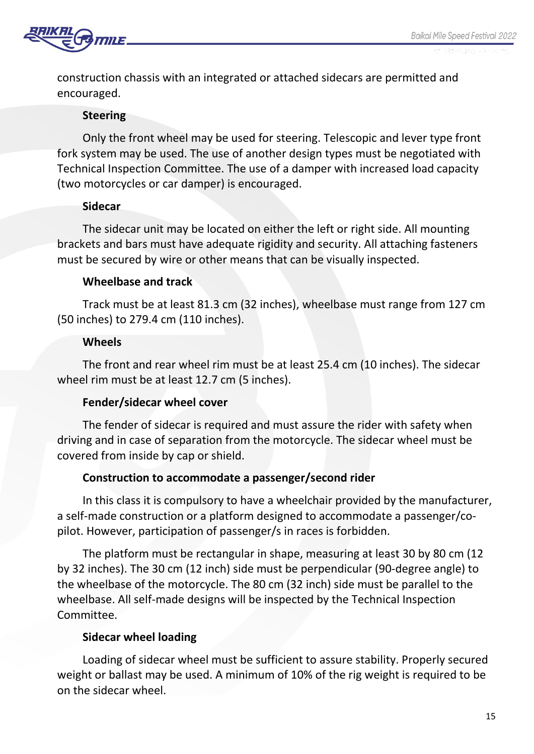construction chassis with an integrated or attached sidecars are permitted and encouraged.

**Steering**

Only the front wheel may be used for steering. Telescopic and lever type front fork system may be used. The use of another design types must be negotiated with Technical Inspection Committee. The use of a damper with increased load capacity (two motorcycles or car damper) is encouraged.

**Sidecar**

The sidecar unit may be located on either the left or right side. All mounting brackets and bars must have adequate rigidity and security. All attaching fasteners must be secured by wire or other means that can be visually inspected.

**Wheelbase and track**

Track must be at least 81.3 cm (32 inches), wheelbase must range from 127 cm (50 inches) to 279.4 cm (110 inches).

**Wheels**

The front and rear wheel rim must be at least 25.4 cm (10 inches). The sidecar wheel rim must be at least 12.7 cm (5 inches).

**Fender/sidecar wheel cover**

The fender of sidecar is required and must assure the rider with safety when driving and in case of separation from the motorcycle. The sidecar wheel must be covered from inside by cap or shield.

**Construction to accommodate a passenger/second rider**

In this class it is compulsory to have a wheelchair provided by the manufacturer, a self-made construction or a platform designed to accommodate a passenger/co-pilot. However, participation of passenger/s in races is forbidden.

The platform must be rectangular in shape, measuring at least 30 by 80 cm (12 by 32 inches). The 30 cm (12 inch) side must be perpendicular (90-degree angle) to the wheelbase of the motorcycle. The 80 cm (32 inch) side must be parallel to the wheelbase. All self-made designs will be inspected by the Technical Inspection Committee.

**Sidecar wheel loading**

Loading of sidecar wheel must be sufficient to assure stability. Properly secured weight or ballast may be used. A minimum of 10% of the rig weight is required to be on the sidecar wheel.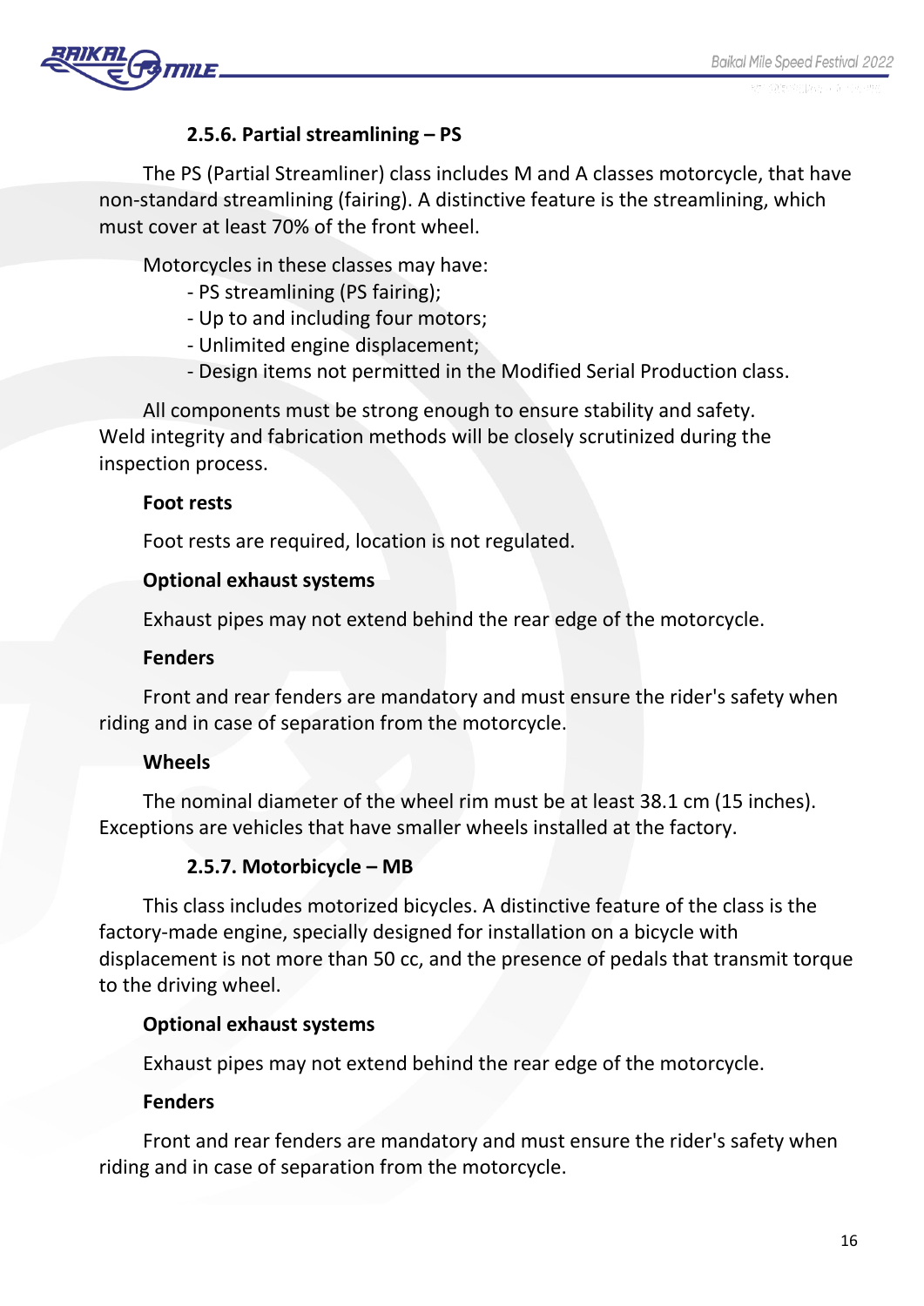### 2.5.6. Partial streamlining – PS

The PS (Partial Streamliner) class includes M and A classes motorcycle, that have non-standard streamlining (fairing). A distinctive feature is the streamlining, which must cover at least 70% of the front wheel.

Motorcycles in these classes may have:

- PS streamlining (PS fairing);
- Up to and including four motors;
- Unlimited engine displacement;
- Design items not permitted in the Modified Serial Production class.

All components must be strong enough to ensure stability and safety. Weld integrity and fabrication methods will be closely scrutinized during the inspection process.

**Foot rests**

Foot rests are required, location is not regulated.

**Optional exhaust systems**

Exhaust pipes may not extend behind the rear edge of the motorcycle.

**Fenders**

Front and rear fenders are mandatory and must ensure the rider's safety when riding and in case of separation from the motorcycle.

**Wheels**

The nominal diameter of the wheel rim must be at least 38.1 cm (15 inches). Exceptions are vehicles that have smaller wheels installed at the factory.

### 2.5.7. Motorbicycle – MB

This class includes motorized bicycles. A distinctive feature of the class is the factory-made engine, specially designed for installation on a bicycle with displacement is not more than 50 cc, and the presence of pedals that transmit torque to the driving wheel.

**Optional exhaust systems**

Exhaust pipes may not extend behind the rear edge of the motorcycle.

**Fenders**

Front and rear fenders are mandatory and must ensure the rider's safety when riding and in case of separation from the motorcycle.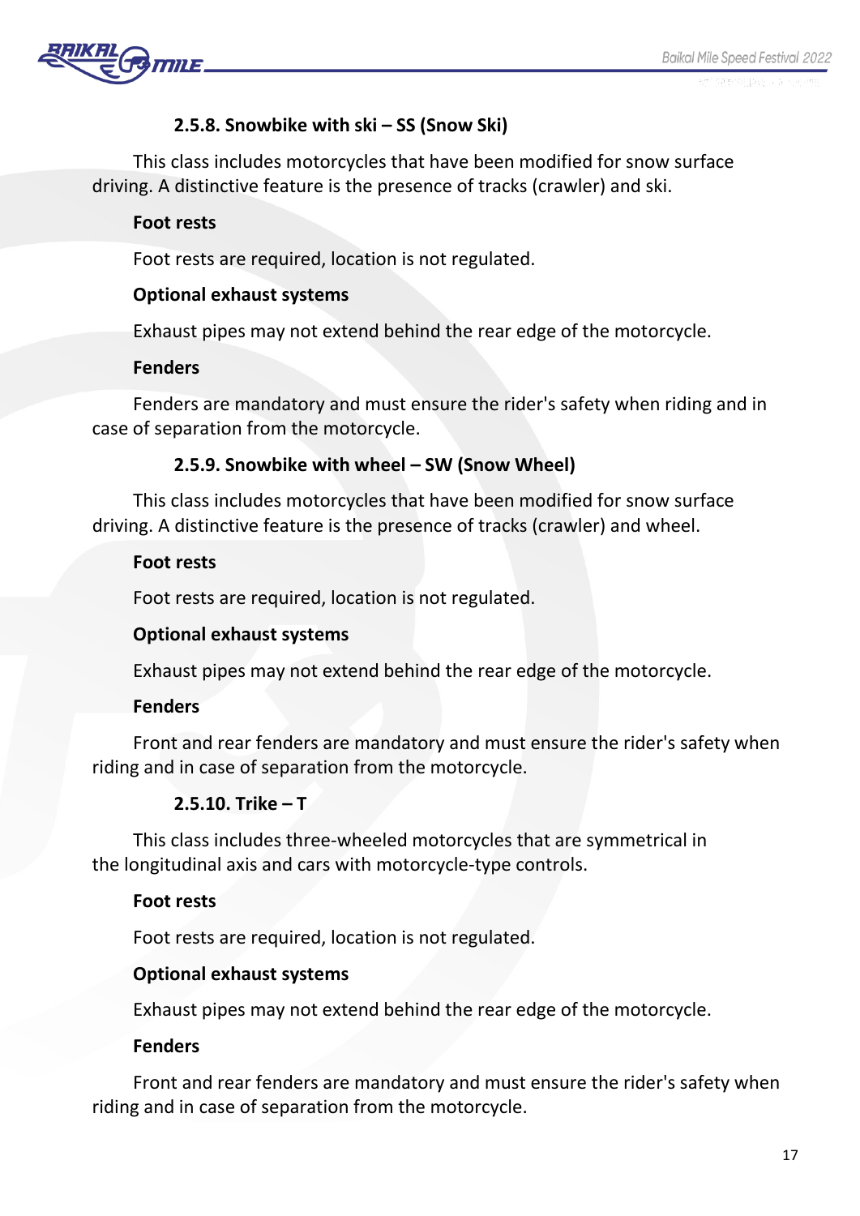### 2.5.8. Snowbike with ski – SS (Snow Ski)

This class includes motorcycles that have been modified for snow surface driving. A distinctive feature is the presence of tracks (crawler) and ski.

**Foot rests**

Foot rests are required, location is not regulated.

**Optional exhaust systems**

Exhaust pipes may not extend behind the rear edge of the motorcycle.

**Fenders**

Fenders are mandatory and must ensure the rider's safety when riding and in case of separation from the motorcycle.

### 2.5.9. Snowbike with wheel – SW (Snow Wheel)

This class includes motorcycles that have been modified for snow surface driving. A distinctive feature is the presence of tracks (crawler) and wheel.

**Foot rests**

Foot rests are required, location is not regulated.

**Optional exhaust systems**

Exhaust pipes may not extend behind the rear edge of the motorcycle.

**Fenders**

Front and rear fenders are mandatory and must ensure the rider's safety when riding and in case of separation from the motorcycle.

### 2.5.10. Trike – T

This class includes three-wheeled motorcycles that are symmetrical in the longitudinal axis and cars with motorcycle-type controls.

**Foot rests**

Foot rests are required, location is not regulated.

**Optional exhaust systems**

Exhaust pipes may not extend behind the rear edge of the motorcycle.

**Fenders**

Front and rear fenders are mandatory and must ensure the rider's safety when riding and in case of separation from the motorcycle.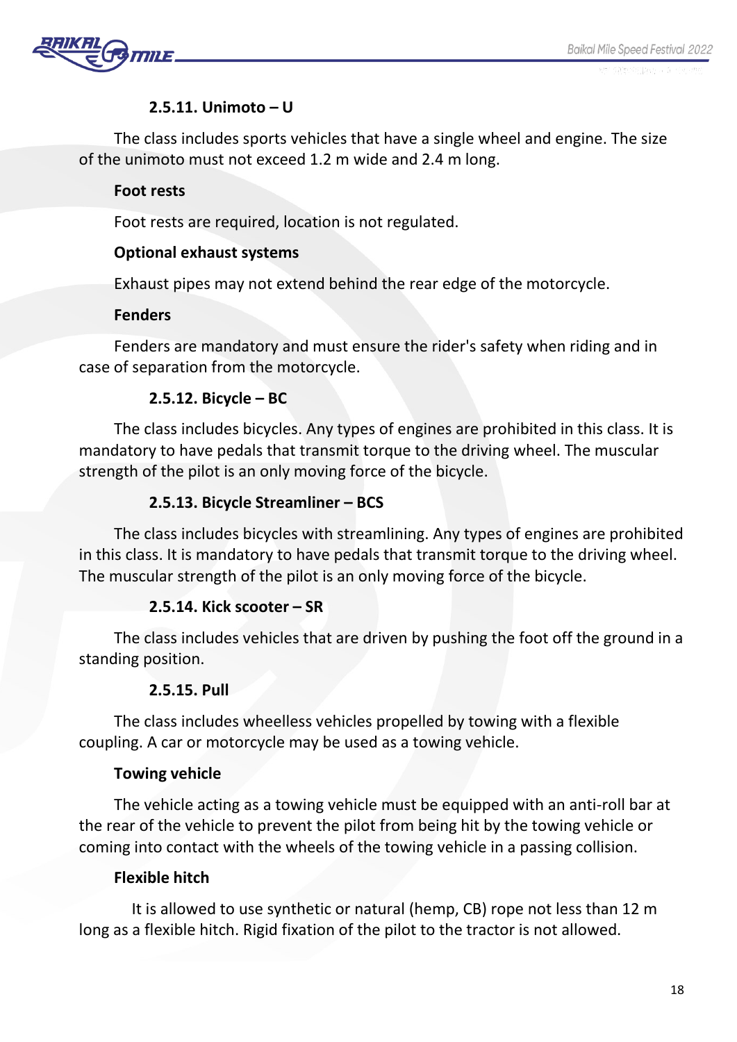#### 2.5.11. Unimoto – U

The class includes sports vehicles that have a single wheel and engine. The size of the unimoto must not exceed 1.2 m wide and 2.4 m long.

**Foot rests**

Foot rests are required, location is not regulated.

**Optional exhaust systems**

Exhaust pipes may not extend behind the rear edge of the motorcycle.

**Fenders**

Fenders are mandatory and must ensure the rider's safety when riding and in case of separation from the motorcycle.

#### 2.5.12. Bicycle – BC

The class includes bicycles. Any types of engines are prohibited in this class. It is mandatory to have pedals that transmit torque to the driving wheel. The muscular strength of the pilot is an only moving force of the bicycle.

#### 2.5.13. Bicycle Streamliner – BCS

The class includes bicycles with streamlining. Any types of engines are prohibited in this class. It is mandatory to have pedals that transmit torque to the driving wheel. The muscular strength of the pilot is an only moving force of the bicycle.

#### 2.5.14. Kick scooter – SR

The class includes vehicles that are driven by pushing the foot off the ground in a standing position.

#### 2.5.15. Pull

The class includes wheelless vehicles propelled by towing with a flexible coupling. A car or motorcycle may be used as a towing vehicle.

**Towing vehicle**

The vehicle acting as a towing vehicle must be equipped with an anti-roll bar at the rear of the vehicle to prevent the pilot from being hit by the towing vehicle or coming into contact with the wheels of the towing vehicle in a passing collision.

**Flexible hitch**

It is allowed to use synthetic or natural (hemp, CB) rope not less than 12 m long as a flexible hitch. Rigid fixation of the pilot to the tractor is not allowed.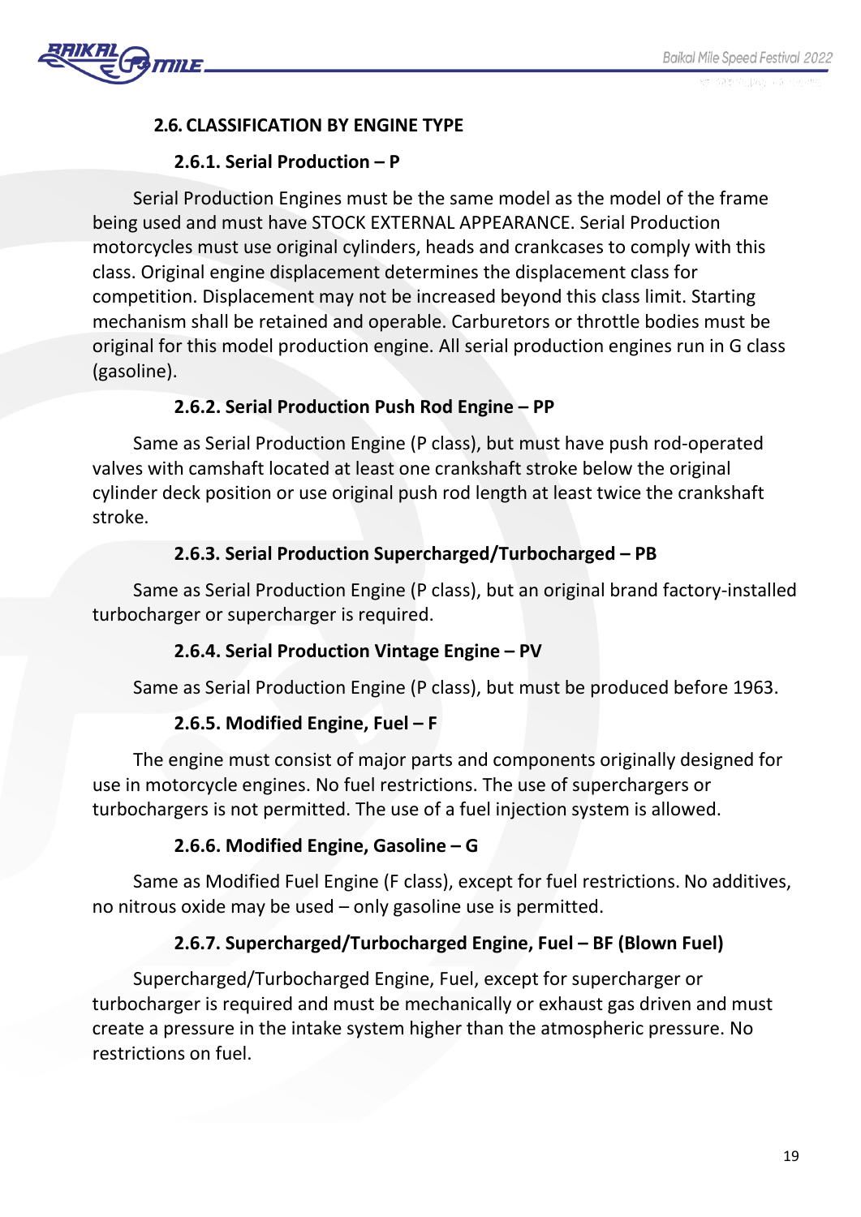## 2.6. CLASSIFICATION BY ENGINE TYPE

### 2.6.1. Serial Production – P

Serial Production Engines must be the same model as the model of the frame being used and must have STOCK EXTERNAL APPEARANCE. Serial Production motorcycles must use original cylinders, heads and crankcases to comply with this class. Original engine displacement determines the displacement class for competition. Displacement may not be increased beyond this class limit. Starting mechanism shall be retained and operable. Carburetors or throttle bodies must be original for this model production engine. All serial production engines run in G class (gasoline).

### 2.6.2. Serial Production Push Rod Engine – PP

Same as Serial Production Engine (P class), but must have push rod-operated valves with camshaft located at least one crankshaft stroke below the original cylinder deck position or use original push rod length at least twice the crankshaft stroke.

### 2.6.3. Serial Production Supercharged/Turbocharged – PB

Same as Serial Production Engine (P class), but an original brand factory-installed turbocharger or supercharger is required.

### 2.6.4. Serial Production Vintage Engine – PV

Same as Serial Production Engine (P class), but must be produced before 1963.

### 2.6.5. Modified Engine, Fuel – F

The engine must consist of major parts and components originally designed for use in motorcycle engines. No fuel restrictions. The use of superchargers or turbochargers is not permitted. The use of a fuel injection system is allowed.

### 2.6.6. Modified Engine, Gasoline – G

Same as Modified Fuel Engine (F class), except for fuel restrictions. No additives, no nitrous oxide may be used – only gasoline use is permitted.

### 2.6.7. Supercharged/Turbocharged Engine, Fuel – BF (Blown Fuel)

Supercharged/Turbocharged Engine, Fuel, except for supercharger or turbocharger is required and must be mechanically or exhaust gas driven and must create a pressure in the intake system higher than the atmospheric pressure. No restrictions on fuel.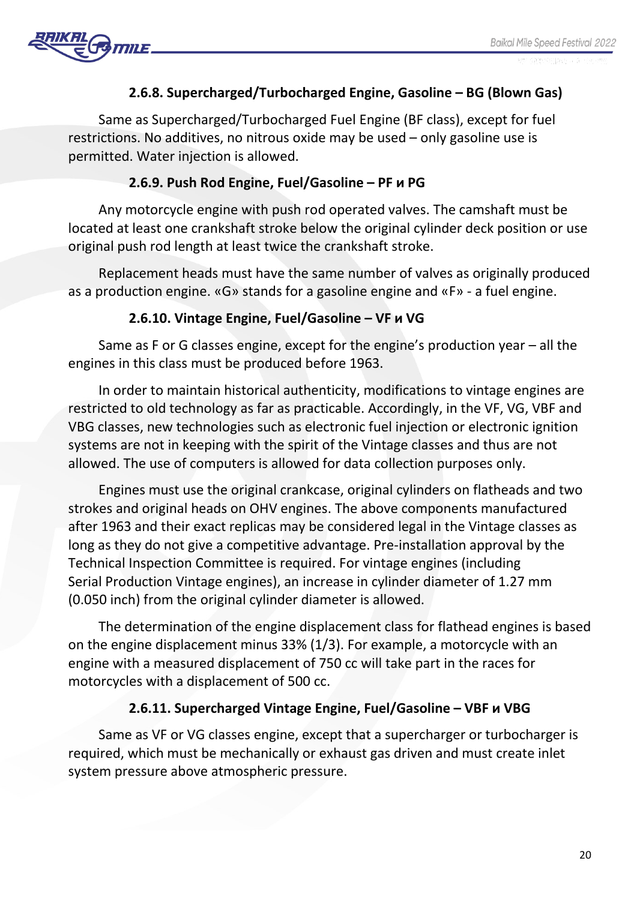#### 2.6.8. Supercharged/Turbocharged Engine, Gasoline – BG (Blown Gas)

Same as Supercharged/Turbocharged Fuel Engine (BF class), except for fuel restrictions. No additives, no nitrous oxide may be used – only gasoline use is permitted. Water injection is allowed.

#### 2.6.9. Push Rod Engine, Fuel/Gasoline – PF и PG

Any motorcycle engine with push rod operated valves. The camshaft must be located at least one crankshaft stroke below the original cylinder deck position or use original push rod length at least twice the crankshaft stroke.

Replacement heads must have the same number of valves as originally produced as a production engine. «G» stands for a gasoline engine and «F» - a fuel engine.

#### 2.6.10. Vintage Engine, Fuel/Gasoline – VF и VG

Same as F or G classes engine, except for the engine's production year – all the engines in this class must be produced before 1963.

In order to maintain historical authenticity, modifications to vintage engines are restricted to old technology as far as practicable. Accordingly, in the VF, VG, VBF and VBG classes, new technologies such as electronic fuel injection or electronic ignition systems are not in keeping with the spirit of the Vintage classes and thus are not allowed. The use of computers is allowed for data collection purposes only.

Engines must use the original crankcase, original cylinders on flatheads and two strokes and original heads on OHV engines. The above components manufactured after 1963 and their exact replicas may be considered legal in the Vintage classes as long as they do not give a competitive advantage. Pre-installation approval by the Technical Inspection Committee is required. For vintage engines (including Serial Production Vintage engines), an increase in cylinder diameter of 1.27 mm (0.050 inch) from the original cylinder diameter is allowed.

The determination of the engine displacement class for flathead engines is based on the engine displacement minus 33% (1/3). For example, a motorcycle with an engine with a measured displacement of 750 cc will take part in the races for motorcycles with a displacement of 500 cc.

#### 2.6.11. Supercharged Vintage Engine, Fuel/Gasoline – VBF и VBG

Same as VF or VG classes engine, except that a supercharger or turbocharger is required, which must be mechanically or exhaust gas driven and must create inlet system pressure above atmospheric pressure.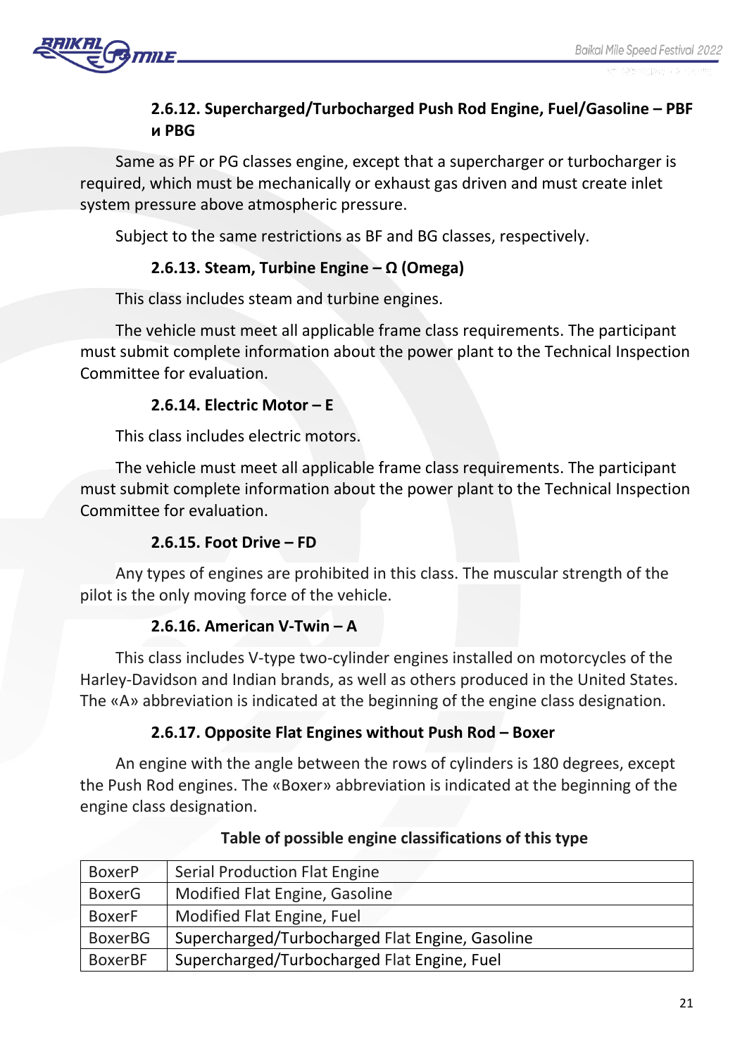### 2.6.12. Supercharged/Turbocharged Push Rod Engine, Fuel/Gasoline – PBF и PBG

Same as PF or PG classes engine, except that a supercharger or turbocharger is required, which must be mechanically or exhaust gas driven and must create inlet system pressure above atmospheric pressure.

Subject to the same restrictions as BF and BG classes, respectively.

### 2.6.13. Steam, Turbine Engine – Ω (Omega)

This class includes steam and turbine engines.

The vehicle must meet all applicable frame class requirements. The participant must submit complete information about the power plant to the Technical Inspection Committee for evaluation.

### 2.6.14. Electric Motor – E

This class includes electric motors.

The vehicle must meet all applicable frame class requirements. The participant must submit complete information about the power plant to the Technical Inspection Committee for evaluation.

### 2.6.15. Foot Drive – FD

Any types of engines are prohibited in this class. The muscular strength of the pilot is the only moving force of the vehicle.

### 2.6.16. American V-Twin – A

This class includes V-type two-cylinder engines installed on motorcycles of the Harley-Davidson and Indian brands, as well as others produced in the United States. The «A» abbreviation is indicated at the beginning of the engine class designation.

### 2.6.17. Opposite Flat Engines without Push Rod – Boxer

An engine with the angle between the rows of cylinders is 180 degrees, except the Push Rod engines. The «Boxer» abbreviation is indicated at the beginning of the engine class designation.

**Table of possible engine classifications of this type**

| | |
|---|---|
| BoxerP | Serial Production Flat Engine |
| BoxerG | Modified Flat Engine, Gasoline |
| BoxerF | Modified Flat Engine, Fuel |
| BoxerBG | Supercharged/Turbocharged Flat Engine, Gasoline |
| BoxerBF | Supercharged/Turbocharged Flat Engine, Fuel |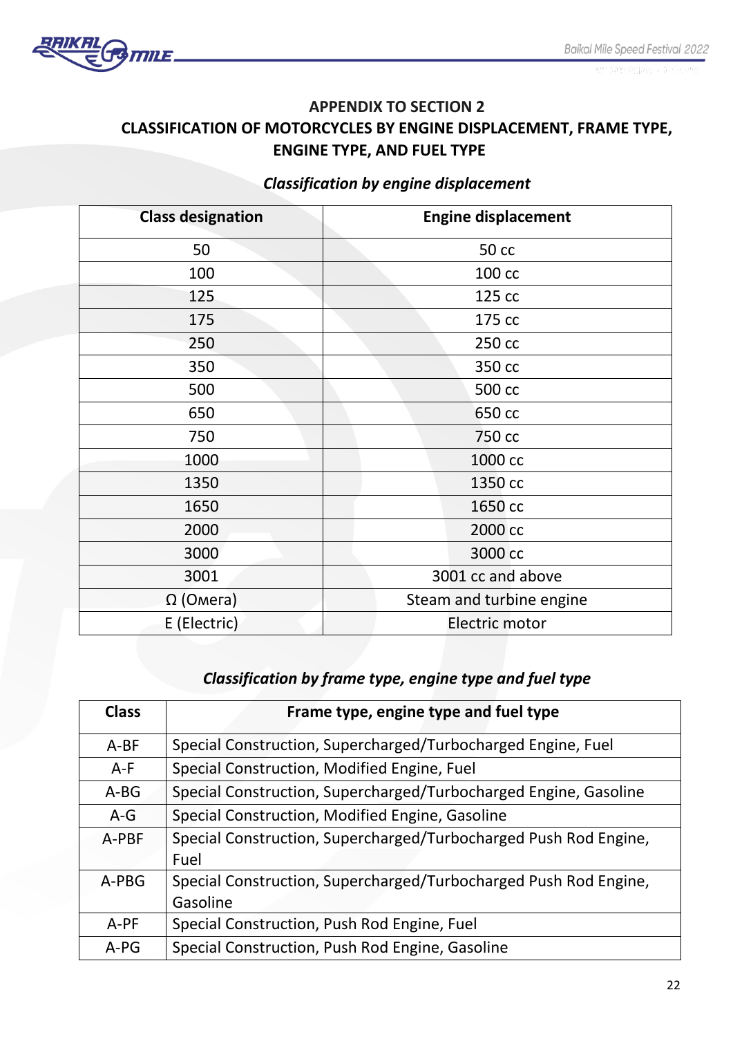## APPENDIX TO SECTION 2

## CLASSIFICATION OF MOTORCYCLES BY ENGINE DISPLACEMENT, FRAME TYPE, ENGINE TYPE, AND FUEL TYPE

***Classification by engine displacement***

| Class designation | Engine displacement |
|---|---|
| 50 | 50 cc |
| 100 | 100 cc |
| 125 | 125 cc |
| 175 | 175 cc |
| 250 | 250 cc |
| 350 | 350 cc |
| 500 | 500 cc |
| 650 | 650 cc |
| 750 | 750 cc |
| 1000 | 1000 cc |
| 1350 | 1350 cc |
| 1650 | 1650 cc |
| 2000 | 2000 cc |
| 3000 | 3000 cc |
| 3001 | 3001 cc and above |
| Ω (Омега) | Steam and turbine engine |
| E (Electric) | Electric motor |

***Classification by frame type, engine type and fuel type***

| Class | Frame type, engine type and fuel type |
|---|---|
| A-BF | Special Construction, Supercharged/Turbocharged Engine, Fuel |
| A-F | Special Construction, Modified Engine, Fuel |
| A-BG | Special Construction, Supercharged/Turbocharged Engine, Gasoline |
| A-G | Special Construction, Modified Engine, Gasoline |
| A-PBF | Special Construction, Supercharged/Turbocharged Push Rod Engine, Fuel |
| A-PBG | Special Construction, Supercharged/Turbocharged Push Rod Engine, Gasoline |
| A-PF | Special Construction, Push Rod Engine, Fuel |
| A-PG | Special Construction, Push Rod Engine, Gasoline |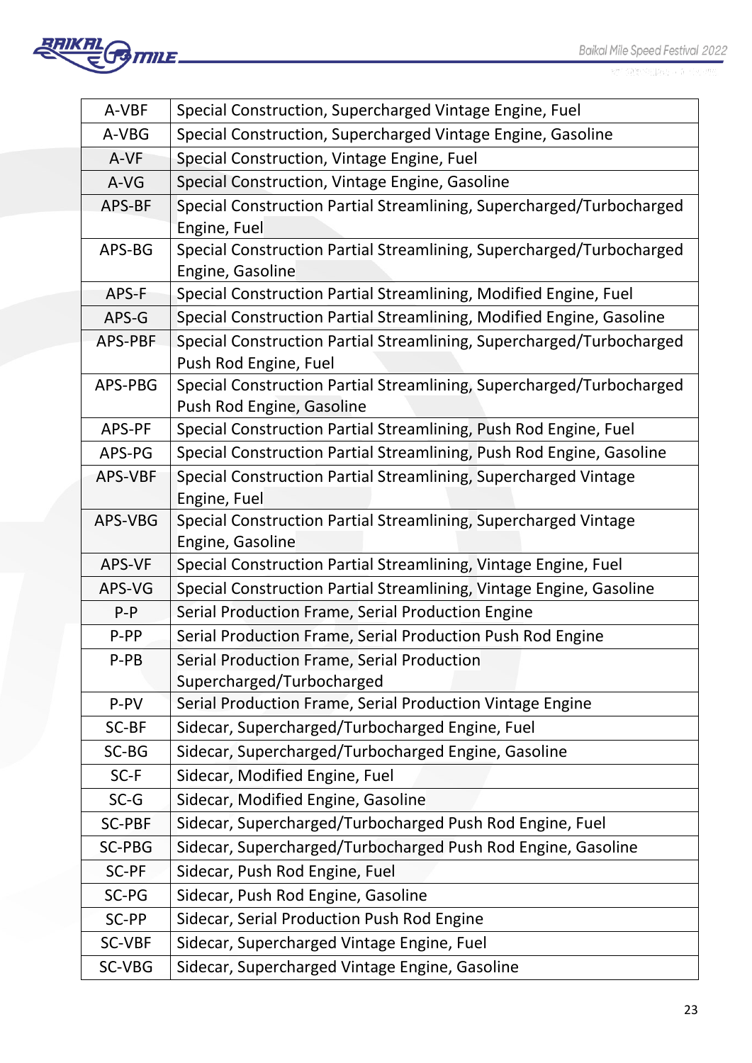| A-VBF | Special Construction, Supercharged Vintage Engine, Fuel |
|---|---|
| A-VBG | Special Construction, Supercharged Vintage Engine, Gasoline |
| A-VF | Special Construction, Vintage Engine, Fuel |
| A-VG | Special Construction, Vintage Engine, Gasoline |
| APS-BF | Special Construction Partial Streamlining, Supercharged/Turbocharged Engine, Fuel |
| APS-BG | Special Construction Partial Streamlining, Supercharged/Turbocharged Engine, Gasoline |
| APS-F | Special Construction Partial Streamlining, Modified Engine, Fuel |
| APS-G | Special Construction Partial Streamlining, Modified Engine, Gasoline |
| APS-PBF | Special Construction Partial Streamlining, Supercharged/Turbocharged Push Rod Engine, Fuel |
| APS-PBG | Special Construction Partial Streamlining, Supercharged/Turbocharged Push Rod Engine, Gasoline |
| APS-PF | Special Construction Partial Streamlining, Push Rod Engine, Fuel |
| APS-PG | Special Construction Partial Streamlining, Push Rod Engine, Gasoline |
| APS-VBF | Special Construction Partial Streamlining, Supercharged Vintage Engine, Fuel |
| APS-VBG | Special Construction Partial Streamlining, Supercharged Vintage Engine, Gasoline |
| APS-VF | Special Construction Partial Streamlining, Vintage Engine, Fuel |
| APS-VG | Special Construction Partial Streamlining, Vintage Engine, Gasoline |
| P-P | Serial Production Frame, Serial Production Engine |
| P-PP | Serial Production Frame, Serial Production Push Rod Engine |
| P-PB | Serial Production Frame, Serial Production Supercharged/Turbocharged |
| P-PV | Serial Production Frame, Serial Production Vintage Engine |
| SC-BF | Sidecar, Supercharged/Turbocharged Engine, Fuel |
| SC-BG | Sidecar, Supercharged/Turbocharged Engine, Gasoline |
| SC-F | Sidecar, Modified Engine, Fuel |
| SC-G | Sidecar, Modified Engine, Gasoline |
| SC-PBF | Sidecar, Supercharged/Turbocharged Push Rod Engine, Fuel |
| SC-PBG | Sidecar, Supercharged/Turbocharged Push Rod Engine, Gasoline |
| SC-PF | Sidecar, Push Rod Engine, Fuel |
| SC-PG | Sidecar, Push Rod Engine, Gasoline |
| SC-PP | Sidecar, Serial Production Push Rod Engine |
| SC-VBF | Sidecar, Supercharged Vintage Engine, Fuel |
| SC-VBG | Sidecar, Supercharged Vintage Engine, Gasoline |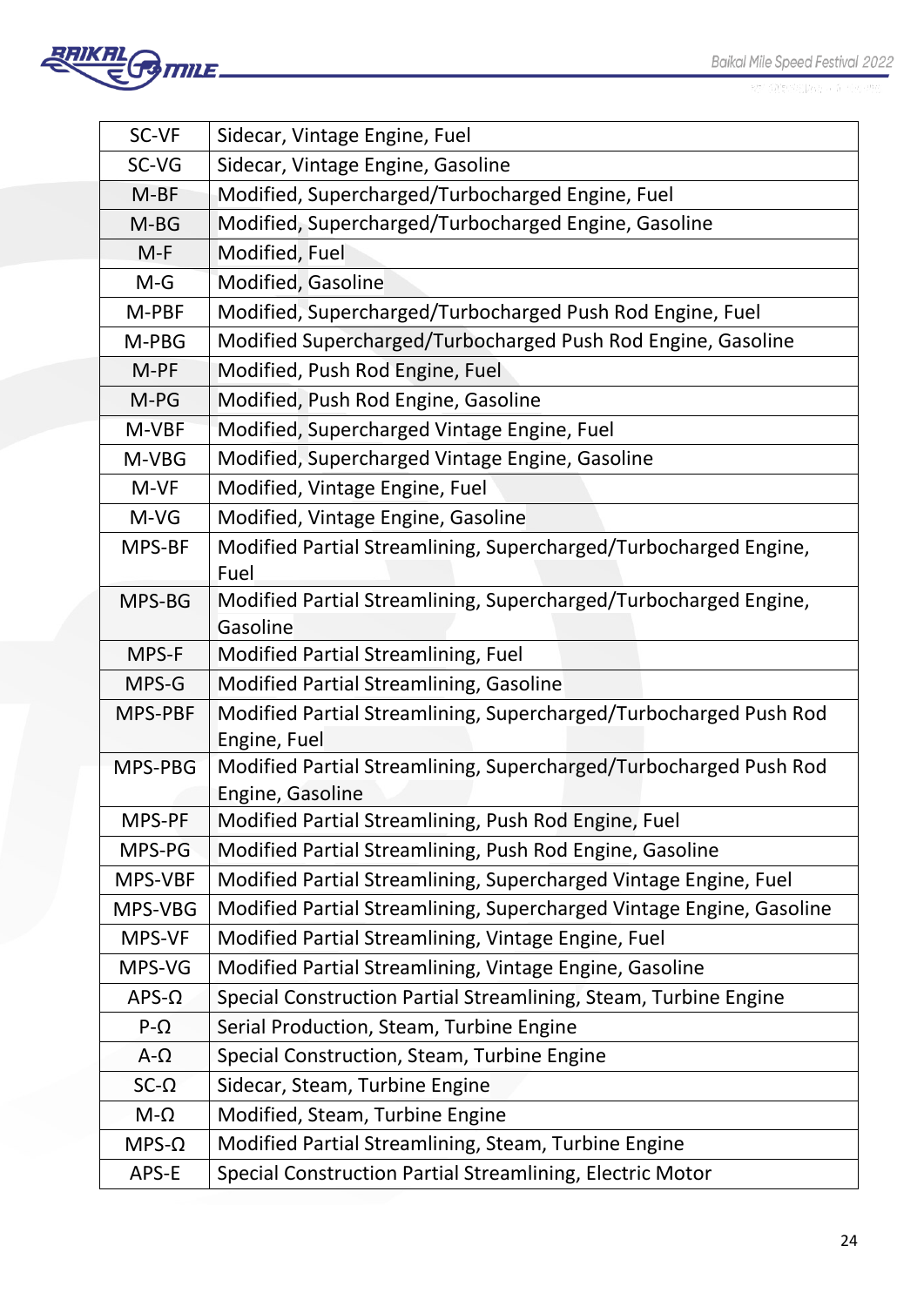| SC-VF | Sidecar, Vintage Engine, Fuel |
|---|---|
| SC-VG | Sidecar, Vintage Engine, Gasoline |
| M-BF | Modified, Supercharged/Turbocharged Engine, Fuel |
| M-BG | Modified, Supercharged/Turbocharged Engine, Gasoline |
| M-F | Modified, Fuel |
| M-G | Modified, Gasoline |
| M-PBF | Modified, Supercharged/Turbocharged Push Rod Engine, Fuel |
| M-PBG | Modified Supercharged/Turbocharged Push Rod Engine, Gasoline |
| M-PF | Modified, Push Rod Engine, Fuel |
| M-PG | Modified, Push Rod Engine, Gasoline |
| M-VBF | Modified, Supercharged Vintage Engine, Fuel |
| M-VBG | Modified, Supercharged Vintage Engine, Gasoline |
| M-VF | Modified, Vintage Engine, Fuel |
| M-VG | Modified, Vintage Engine, Gasoline |
| MPS-BF | Modified Partial Streamlining, Supercharged/Turbocharged Engine, Fuel |
| MPS-BG | Modified Partial Streamlining, Supercharged/Turbocharged Engine, Gasoline |
| MPS-F | Modified Partial Streamlining, Fuel |
| MPS-G | Modified Partial Streamlining, Gasoline |
| MPS-PBF | Modified Partial Streamlining, Supercharged/Turbocharged Push Rod Engine, Fuel |
| MPS-PBG | Modified Partial Streamlining, Supercharged/Turbocharged Push Rod Engine, Gasoline |
| MPS-PF | Modified Partial Streamlining, Push Rod Engine, Fuel |
| MPS-PG | Modified Partial Streamlining, Push Rod Engine, Gasoline |
| MPS-VBF | Modified Partial Streamlining, Supercharged Vintage Engine, Fuel |
| MPS-VBG | Modified Partial Streamlining, Supercharged Vintage Engine, Gasoline |
| MPS-VF | Modified Partial Streamlining, Vintage Engine, Fuel |
| MPS-VG | Modified Partial Streamlining, Vintage Engine, Gasoline |
| APS-Ω | Special Construction Partial Streamlining, Steam, Turbine Engine |
| P-Ω | Serial Production, Steam, Turbine Engine |
| A-Ω | Special Construction, Steam, Turbine Engine |
| SC-Ω | Sidecar, Steam, Turbine Engine |
| M-Ω | Modified, Steam, Turbine Engine |
| MPS-Ω | Modified Partial Streamlining, Steam, Turbine Engine |
| APS-E | Special Construction Partial Streamlining, Electric Motor |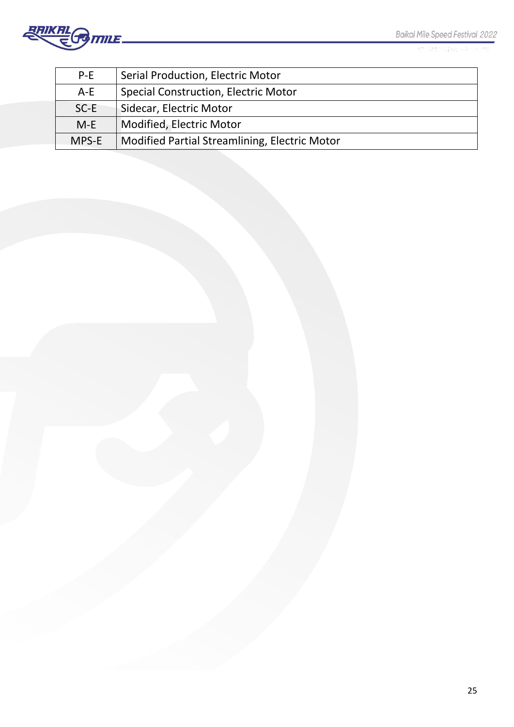| P-E | Serial Production, Electric Motor |
|---|---|
| A-E | Special Construction, Electric Motor |
| SC-E | Sidecar, Electric Motor |
| M-E | Modified, Electric Motor |
| MPS-E | Modified Partial Streamlining, Electric Motor |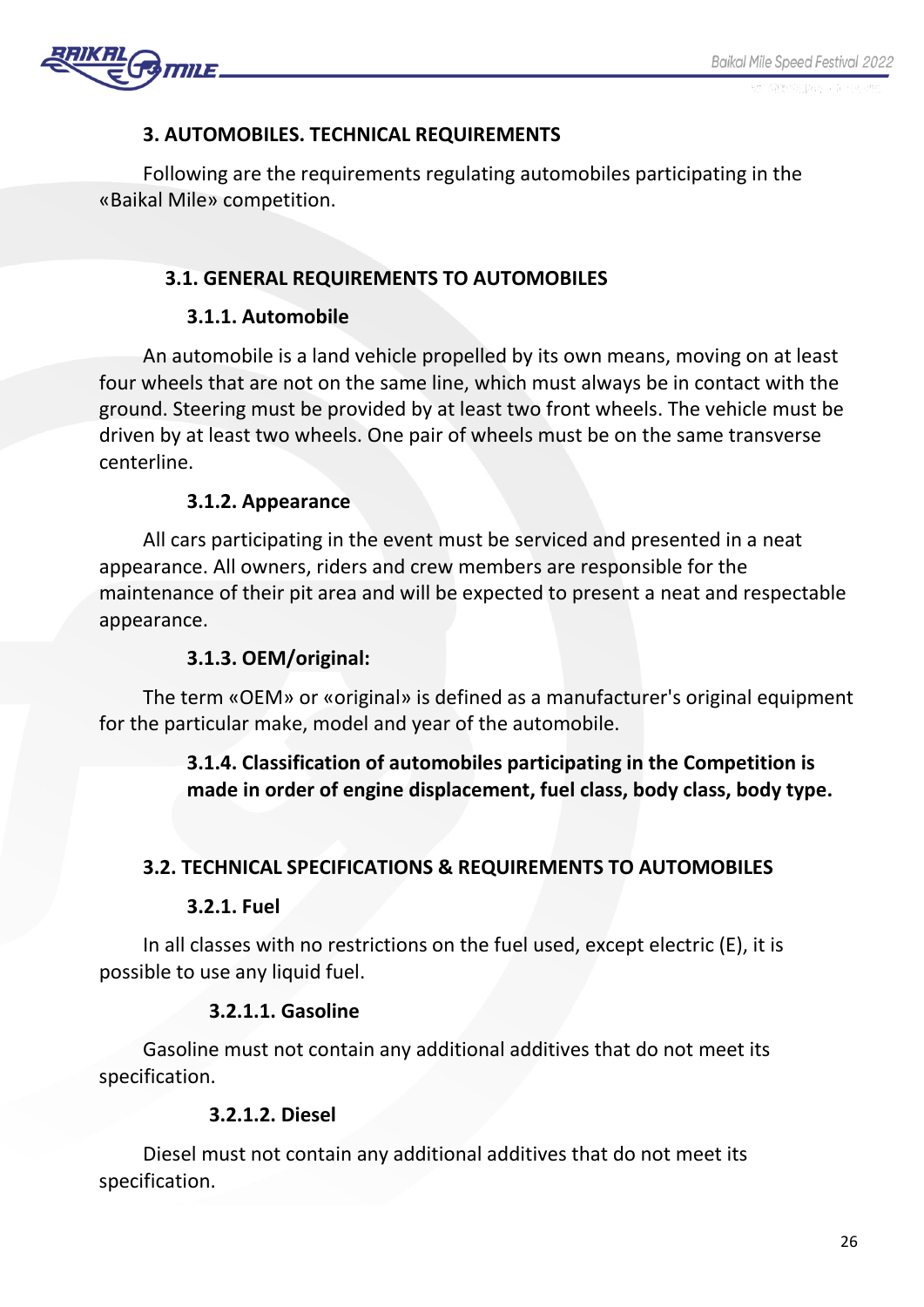## 3. AUTOMOBILES. TECHNICAL REQUIREMENTS

Following are the requirements regulating automobiles participating in the «Baikal Mile» competition.

### 3.1. GENERAL REQUIREMENTS TO AUTOMOBILES

#### 3.1.1. Automobile

An automobile is a land vehicle propelled by its own means, moving on at least four wheels that are not on the same line, which must always be in contact with the ground. Steering must be provided by at least two front wheels. The vehicle must be driven by at least two wheels. One pair of wheels must be on the same transverse centerline.

#### 3.1.2. Appearance

All cars participating in the event must be serviced and presented in a neat appearance. All owners, riders and crew members are responsible for the maintenance of their pit area and will be expected to present a neat and respectable appearance.

#### 3.1.3. OEM/original:

The term «OEM» or «original» is defined as a manufacturer's original equipment for the particular make, model and year of the automobile.

#### 3.1.4. Classification of automobiles participating in the Competition is made in order of engine displacement, fuel class, body class, body type.

### 3.2. TECHNICAL SPECIFICATIONS & REQUIREMENTS TO AUTOMOBILES

#### 3.2.1. Fuel

In all classes with no restrictions on the fuel used, except electric (E), it is possible to use any liquid fuel.

##### 3.2.1.1. Gasoline

Gasoline must not contain any additional additives that do not meet its specification.

##### 3.2.1.2. Diesel

Diesel must not contain any additional additives that do not meet its specification.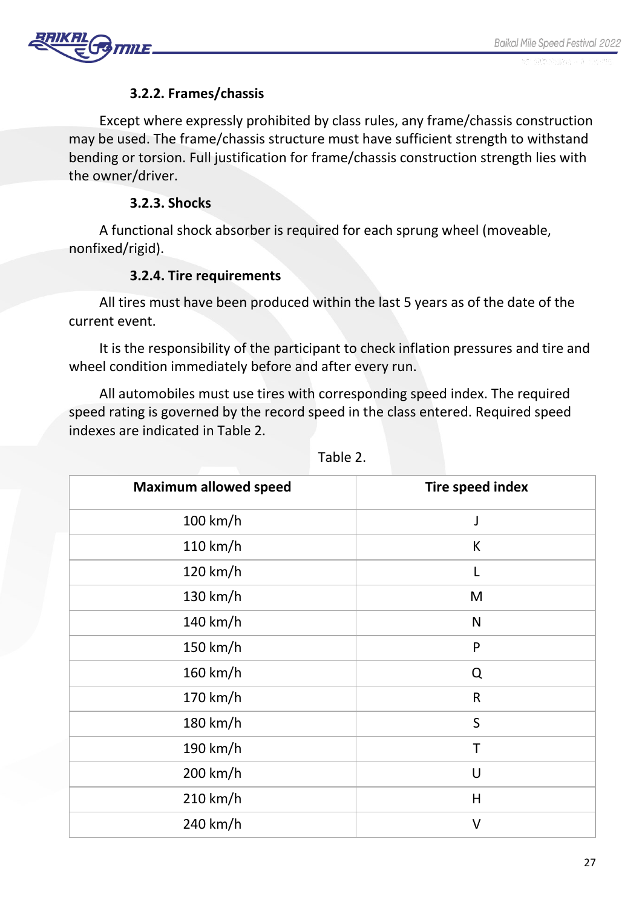#### 3.2.2. Frames/chassis

Except where expressly prohibited by class rules, any frame/chassis construction may be used. The frame/chassis structure must have sufficient strength to withstand bending or torsion. Full justification for frame/chassis construction strength lies with the owner/driver.

#### 3.2.3. Shocks

A functional shock absorber is required for each sprung wheel (moveable, nonfixed/rigid).

#### 3.2.4. Tire requirements

All tires must have been produced within the last 5 years as of the date of the current event.

It is the responsibility of the participant to check inflation pressures and tire and wheel condition immediately before and after every run.

All automobiles must use tires with corresponding speed index. The required speed rating is governed by the record speed in the class entered. Required speed indexes are indicated in Table 2.

Table 2.

| Maximum allowed speed | Tire speed index |
|---|---|
| 100 km/h | J |
| 110 km/h | K |
| 120 km/h | L |
| 130 km/h | M |
| 140 km/h | N |
| 150 km/h | P |
| 160 km/h | Q |
| 170 km/h | R |
| 180 km/h | S |
| 190 km/h | T |
| 200 km/h | U |
| 210 km/h | H |
| 240 km/h | V |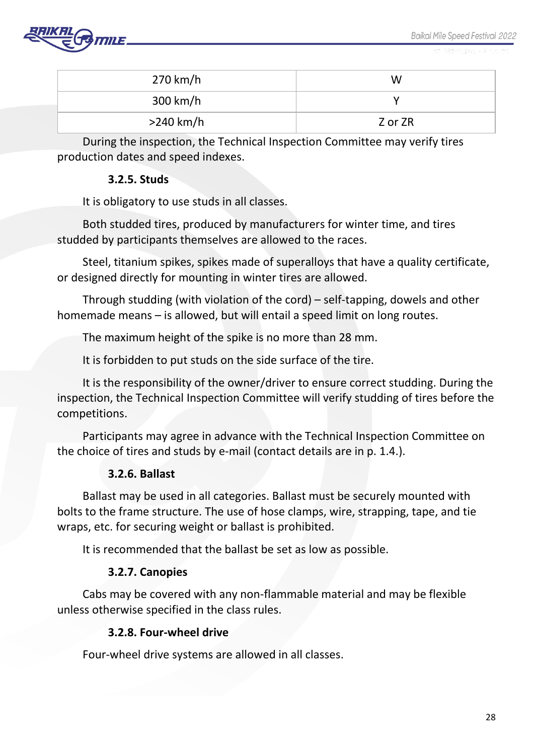| 270 km/h | W |
|---|---|
| 300 km/h | Y |
| >240 km/h | Z or ZR |

During the inspection, the Technical Inspection Committee may verify tires production dates and speed indexes.

#### 3.2.5. Studs

It is obligatory to use studs in all classes.

Both studded tires, produced by manufacturers for winter time, and tires studded by participants themselves are allowed to the races.

Steel, titanium spikes, spikes made of superalloys that have a quality certificate, or designed directly for mounting in winter tires are allowed.

Through studding (with violation of the cord) – self-tapping, dowels and other homemade means – is allowed, but will entail a speed limit on long routes.

The maximum height of the spike is no more than 28 mm.

It is forbidden to put studs on the side surface of the tire.

It is the responsibility of the owner/driver to ensure correct studding. During the inspection, the Technical Inspection Committee will verify studding of tires before the competitions.

Participants may agree in advance with the Technical Inspection Committee on the choice of tires and studs by e-mail (contact details are in p. 1.4.).

#### 3.2.6. Ballast

Ballast may be used in all categories. Ballast must be securely mounted with bolts to the frame structure. The use of hose clamps, wire, strapping, tape, and tie wraps, etc. for securing weight or ballast is prohibited.

It is recommended that the ballast be set as low as possible.

#### 3.2.7. Canopies

Cabs may be covered with any non-flammable material and may be flexible unless otherwise specified in the class rules.

#### 3.2.8. Four-wheel drive

Four-wheel drive systems are allowed in all classes.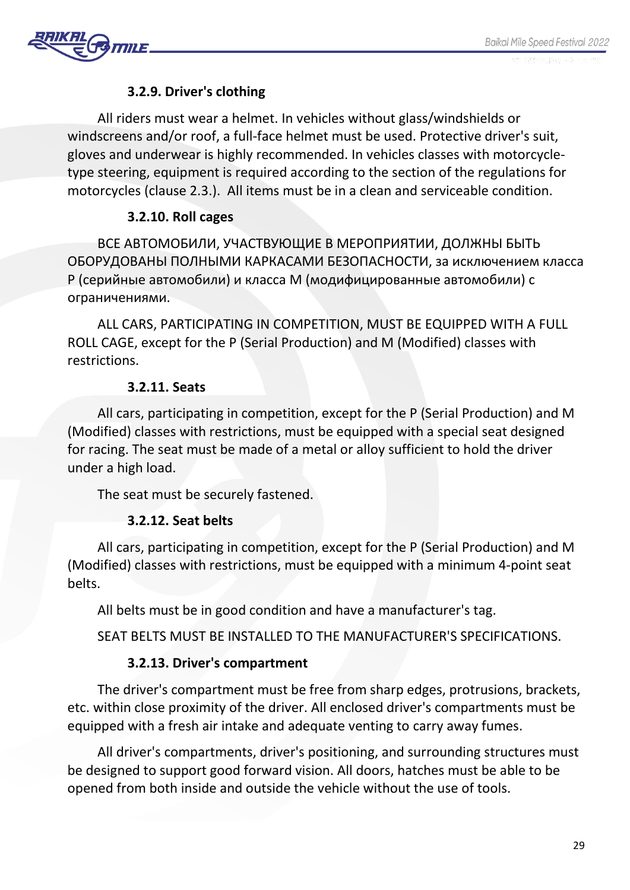### 3.2.9. Driver's clothing

All riders must wear a helmet. In vehicles without glass/windshields or windscreens and/or roof, a full-face helmet must be used. Protective driver's suit, gloves and underwear is highly recommended. In vehicles classes with motorcycle-type steering, equipment is required according to the section of the regulations for motorcycles (clause 2.3.). All items must be in a clean and serviceable condition.

### 3.2.10. Roll cages

ВСЕ АВТОМОБИЛИ, УЧАСТВУЮЩИЕ В МЕРОПРИЯТИИ, ДОЛЖНЫ БЫТЬ ОБОРУДОВАНЫ ПОЛНЫМИ КАРКАСАМИ БЕЗОПАСНОСТИ, за исключением класса Р (серийные автомобили) и класса М (модифицированные автомобили) с ограничениями.

ALL CARS, PARTICIPATING IN COMPETITION, MUST BE EQUIPPED WITH A FULL ROLL CAGE, except for the P (Serial Production) and M (Modified) classes with restrictions.

### 3.2.11. Seats

All cars, participating in competition, except for the P (Serial Production) and M (Modified) classes with restrictions, must be equipped with a special seat designed for racing. The seat must be made of a metal or alloy sufficient to hold the driver under a high load.

The seat must be securely fastened.

### 3.2.12. Seat belts

All cars, participating in competition, except for the P (Serial Production) and M (Modified) classes with restrictions, must be equipped with a minimum 4-point seat belts.

All belts must be in good condition and have a manufacturer's tag.

SEAT BELTS MUST BE INSTALLED TO THE MANUFACTURER'S SPECIFICATIONS.

### 3.2.13. Driver's compartment

The driver's compartment must be free from sharp edges, protrusions, brackets, etc. within close proximity of the driver. All enclosed driver's compartments must be equipped with a fresh air intake and adequate venting to carry away fumes.

All driver's compartments, driver's positioning, and surrounding structures must be designed to support good forward vision. All doors, hatches must be able to be opened from both inside and outside the vehicle without the use of tools.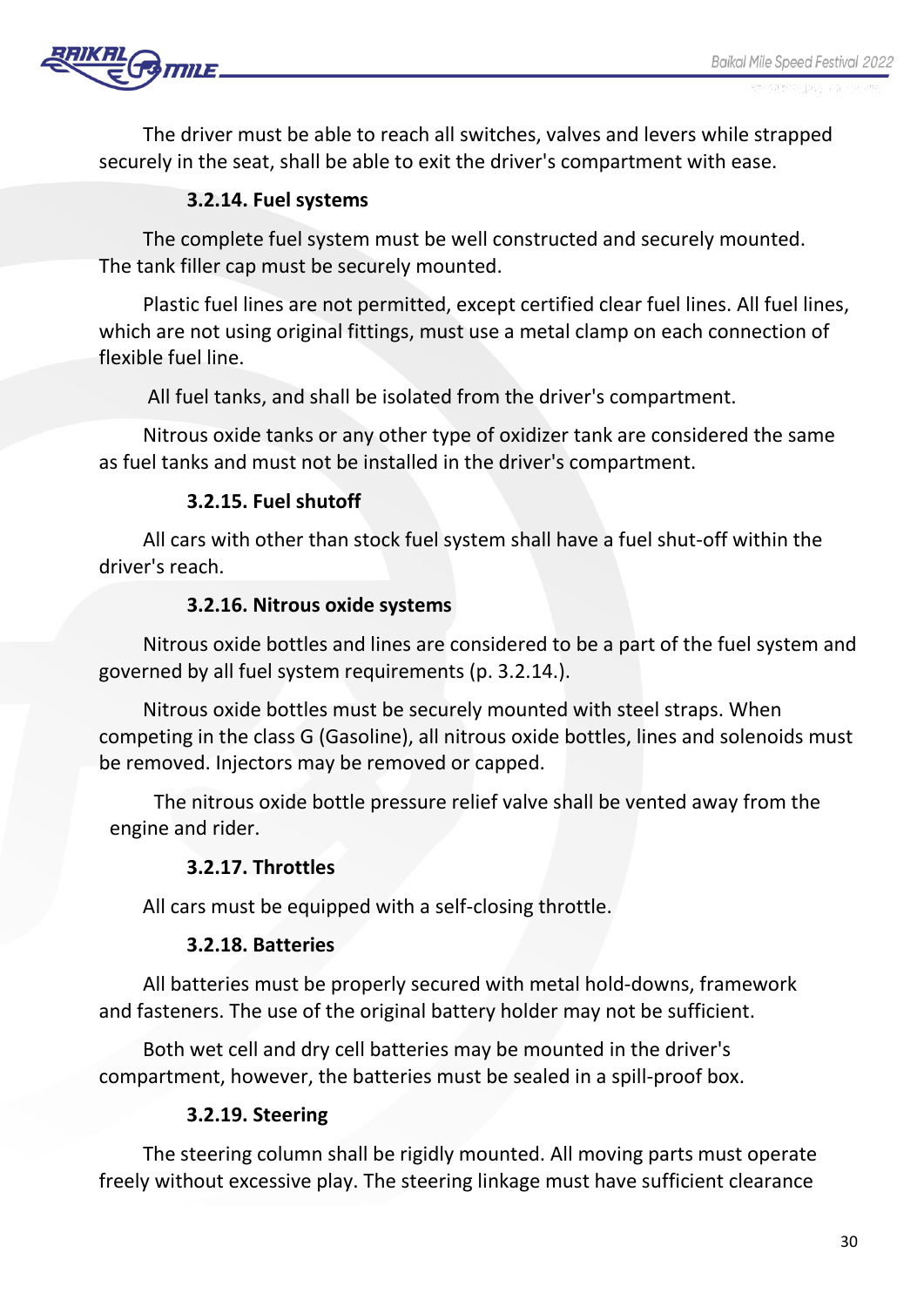The driver must be able to reach all switches, valves and levers while strapped securely in the seat, shall be able to exit the driver's compartment with ease.

#### 3.2.14. Fuel systems

The complete fuel system must be well constructed and securely mounted. The tank filler cap must be securely mounted.

Plastic fuel lines are not permitted, except certified clear fuel lines. All fuel lines, which are not using original fittings, must use a metal clamp on each connection of flexible fuel line.

All fuel tanks, and shall be isolated from the driver's compartment.

Nitrous oxide tanks or any other type of oxidizer tank are considered the same as fuel tanks and must not be installed in the driver's compartment.

#### 3.2.15. Fuel shutoff

All cars with other than stock fuel system shall have a fuel shut-off within the driver's reach.

#### 3.2.16. Nitrous oxide systems

Nitrous oxide bottles and lines are considered to be a part of the fuel system and governed by all fuel system requirements (p. 3.2.14.).

Nitrous oxide bottles must be securely mounted with steel straps. When competing in the class G (Gasoline), all nitrous oxide bottles, lines and solenoids must be removed. Injectors may be removed or capped.

The nitrous oxide bottle pressure relief valve shall be vented away from the engine and rider.

#### 3.2.17. Throttles

All cars must be equipped with a self-closing throttle.

#### 3.2.18. Batteries

All batteries must be properly secured with metal hold-downs, framework and fasteners. The use of the original battery holder may not be sufficient.

Both wet cell and dry cell batteries may be mounted in the driver's compartment, however, the batteries must be sealed in a spill-proof box.

#### 3.2.19. Steering

The steering column shall be rigidly mounted. All moving parts must operate freely without excessive play. The steering linkage must have sufficient clearance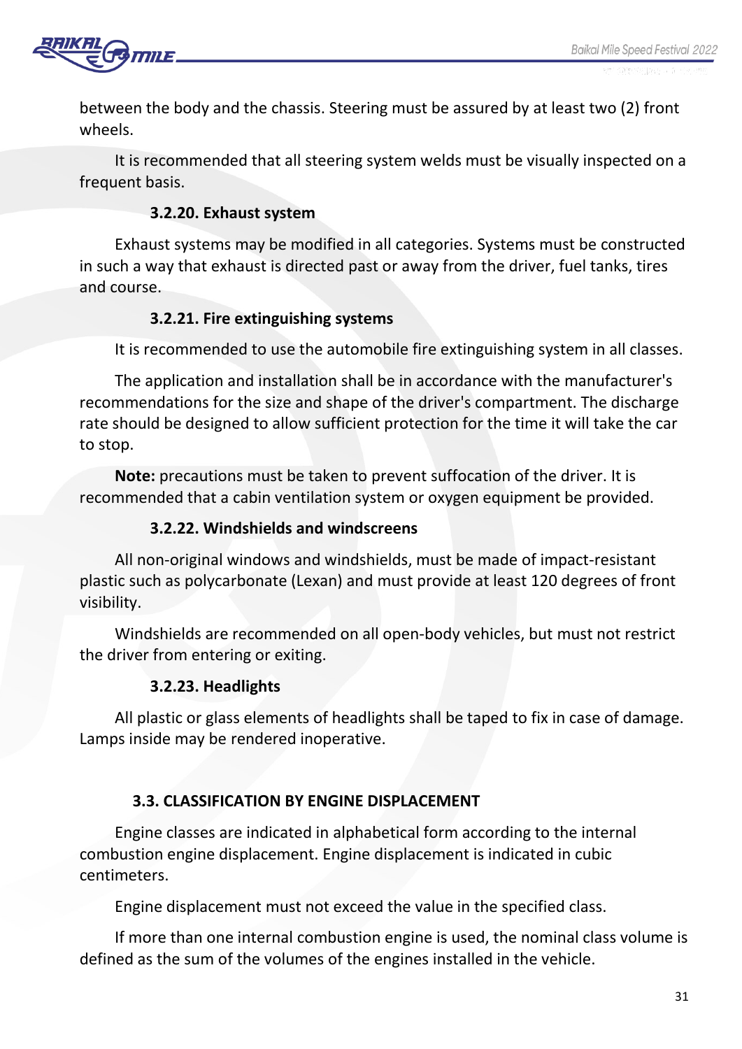between the body and the chassis. Steering must be assured by at least two (2) front wheels.

It is recommended that all steering system welds must be visually inspected on a frequent basis.

#### 3.2.20. Exhaust system

Exhaust systems may be modified in all categories. Systems must be constructed in such a way that exhaust is directed past or away from the driver, fuel tanks, tires and course.

#### 3.2.21. Fire extinguishing systems

It is recommended to use the automobile fire extinguishing system in all classes.

The application and installation shall be in accordance with the manufacturer's recommendations for the size and shape of the driver's compartment. The discharge rate should be designed to allow sufficient protection for the time it will take the car to stop.

**Note:** precautions must be taken to prevent suffocation of the driver. It is recommended that a cabin ventilation system or oxygen equipment be provided.

#### 3.2.22. Windshields and windscreens

All non-original windows and windshields, must be made of impact-resistant plastic such as polycarbonate (Lexan) and must provide at least 120 degrees of front visibility.

Windshields are recommended on all open-body vehicles, but must not restrict the driver from entering or exiting.

#### 3.2.23. Headlights

All plastic or glass elements of headlights shall be taped to fix in case of damage. Lamps inside may be rendered inoperative.

### 3.3. CLASSIFICATION BY ENGINE DISPLACEMENT

Engine classes are indicated in alphabetical form according to the internal combustion engine displacement. Engine displacement is indicated in cubic centimeters.

Engine displacement must not exceed the value in the specified class.

If more than one internal combustion engine is used, the nominal class volume is defined as the sum of the volumes of the engines installed in the vehicle.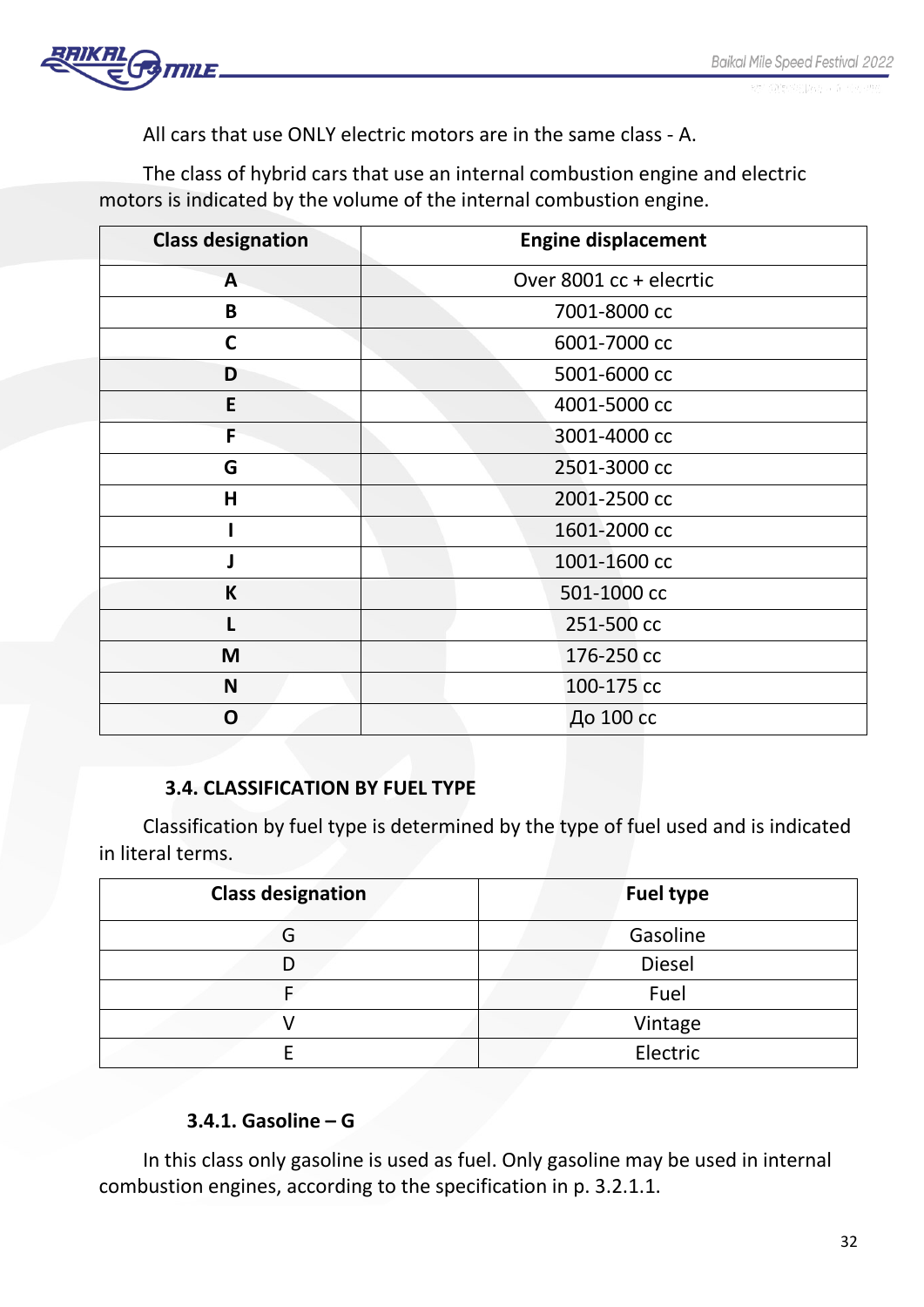All cars that use ONLY electric motors are in the same class - A.

The class of hybrid cars that use an internal combustion engine and electric motors is indicated by the volume of the internal combustion engine.

| Class designation | Engine displacement |
|---|---|
| **A** | Over 8001 cc + elecrtic |
| **B** | 7001-8000 cc |
| **C** | 6001-7000 cc |
| **D** | 5001-6000 cc |
| **E** | 4001-5000 cc |
| **F** | 3001-4000 cc |
| **G** | 2501-3000 cc |
| **H** | 2001-2500 cc |
| **I** | 1601-2000 cc |
| **J** | 1001-1600 cc |
| **K** | 501-1000 cc |
| **L** | 251-500 cc |
| **M** | 176-250 cc |
| **N** | 100-175 cc |
| **O** | До 100 cc |

### 3.4. CLASSIFICATION BY FUEL TYPE

Classification by fuel type is determined by the type of fuel used and is indicated in literal terms.

| Class designation | Fuel type |
|---|---|
| G | Gasoline |
| D | Diesel |
| F | Fuel |
| V | Vintage |
| E | Electric |

#### 3.4.1. Gasoline – G

In this class only gasoline is used as fuel. Only gasoline may be used in internal combustion engines, according to the specification in p. 3.2.1.1.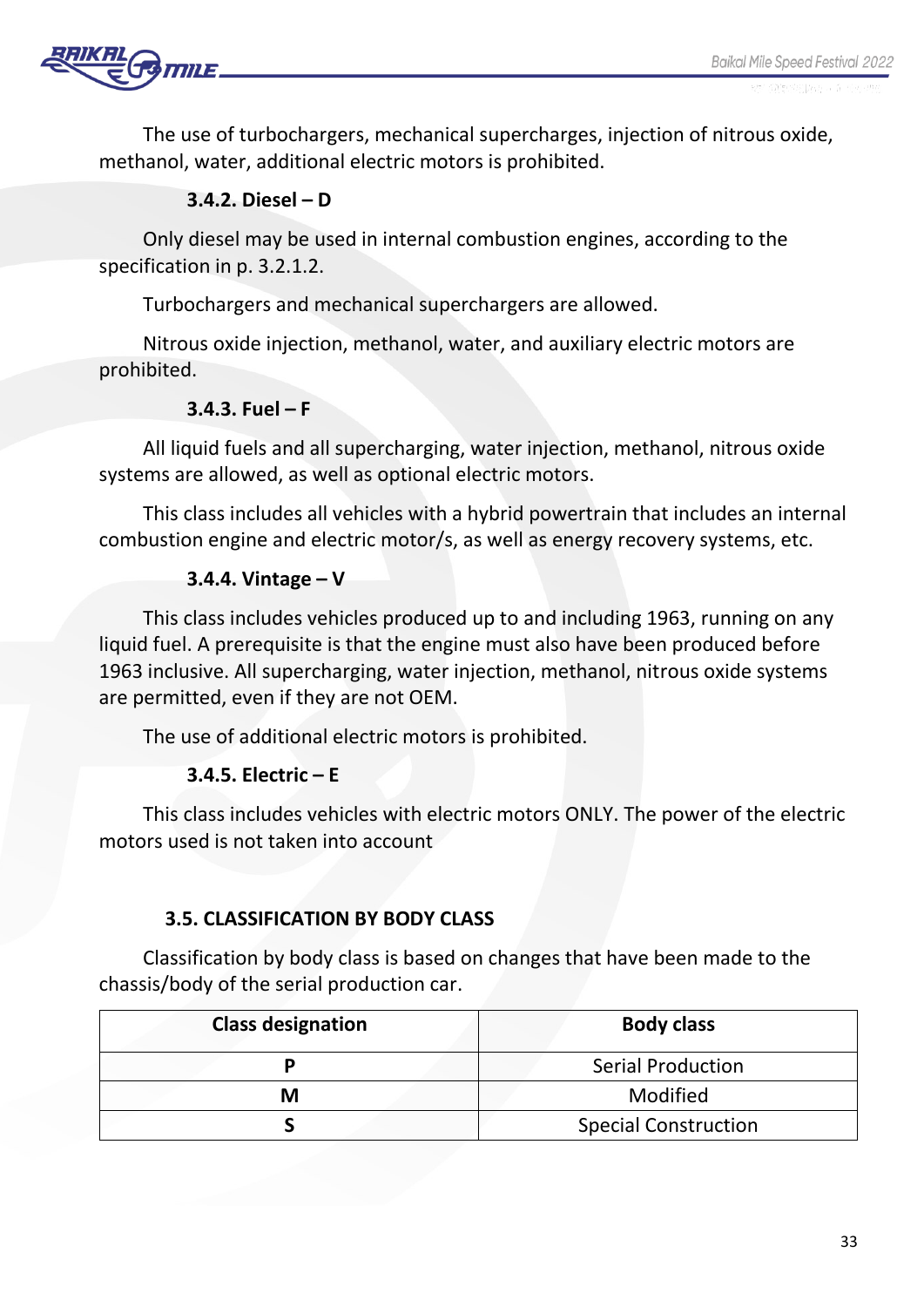The use of turbochargers, mechanical supercharges, injection of nitrous oxide, methanol, water, additional electric motors is prohibited.

#### 3.4.2. Diesel – D

Only diesel may be used in internal combustion engines, according to the specification in p. 3.2.1.2.

Turbochargers and mechanical superchargers are allowed.

Nitrous oxide injection, methanol, water, and auxiliary electric motors are prohibited.

#### 3.4.3. Fuel – F

All liquid fuels and all supercharging, water injection, methanol, nitrous oxide systems are allowed, as well as optional electric motors.

This class includes all vehicles with a hybrid powertrain that includes an internal combustion engine and electric motor/s, as well as energy recovery systems, etc.

#### 3.4.4. Vintage – V

This class includes vehicles produced up to and including 1963, running on any liquid fuel. A prerequisite is that the engine must also have been produced before 1963 inclusive. All supercharging, water injection, methanol, nitrous oxide systems are permitted, even if they are not OEM.

The use of additional electric motors is prohibited.

#### 3.4.5. Electric – E

This class includes vehicles with electric motors ONLY. The power of the electric motors used is not taken into account

### 3.5. CLASSIFICATION BY BODY CLASS

Classification by body class is based on changes that have been made to the chassis/body of the serial production car.

| Class designation | Body class |
|---|---|
| **P** | Serial Production |
| **M** | Modified |
| **S** | Special Construction |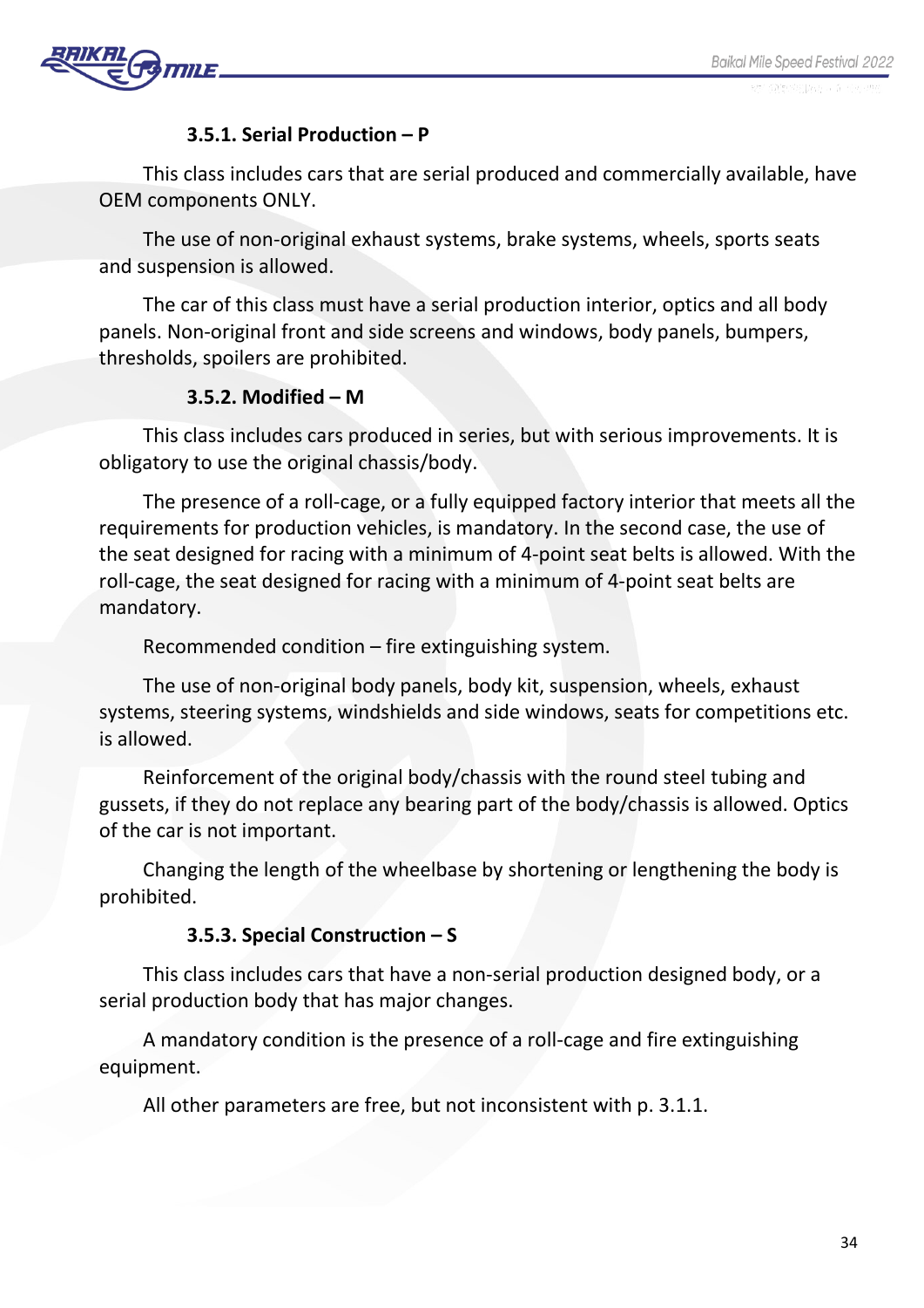#### 3.5.1. Serial Production – P

This class includes cars that are serial produced and commercially available, have OEM components ONLY.

The use of non-original exhaust systems, brake systems, wheels, sports seats and suspension is allowed.

The car of this class must have a serial production interior, optics and all body panels. Non-original front and side screens and windows, body panels, bumpers, thresholds, spoilers are prohibited.

#### 3.5.2. Modified – M

This class includes cars produced in series, but with serious improvements. It is obligatory to use the original chassis/body.

The presence of a roll-cage, or a fully equipped factory interior that meets all the requirements for production vehicles, is mandatory. In the second case, the use of the seat designed for racing with a minimum of 4-point seat belts is allowed. With the roll-cage, the seat designed for racing with a minimum of 4-point seat belts are mandatory.

Recommended condition – fire extinguishing system.

The use of non-original body panels, body kit, suspension, wheels, exhaust systems, steering systems, windshields and side windows, seats for competitions etc. is allowed.

Reinforcement of the original body/chassis with the round steel tubing and gussets, if they do not replace any bearing part of the body/chassis is allowed. Optics of the car is not important.

Changing the length of the wheelbase by shortening or lengthening the body is prohibited.

#### 3.5.3. Special Construction – S

This class includes cars that have a non-serial production designed body, or a serial production body that has major changes.

A mandatory condition is the presence of a roll-cage and fire extinguishing equipment.

All other parameters are free, but not inconsistent with p. 3.1.1.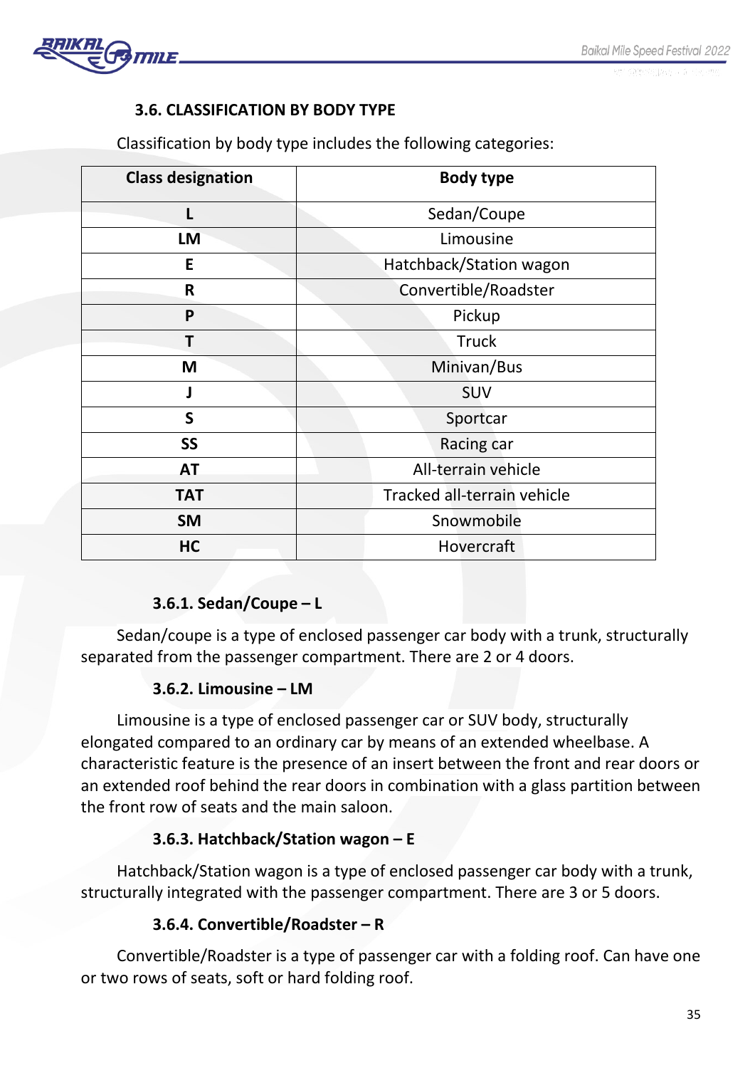### 3.6. CLASSIFICATION BY BODY TYPE

Classification by body type includes the following categories:

| Class designation | Body type |
|---|---|
| L | Sedan/Coupe |
| LM | Limousine |
| E | Hatchback/Station wagon |
| R | Convertible/Roadster |
| P | Pickup |
| T | Truck |
| M | Minivan/Bus |
| J | SUV |
| S | Sportcar |
| SS | Racing car |
| AT | All-terrain vehicle |
| TAT | Tracked all-terrain vehicle |
| SM | Snowmobile |
| HC | Hovercraft |

#### 3.6.1. Sedan/Coupe – L

Sedan/coupe is a type of enclosed passenger car body with a trunk, structurally separated from the passenger compartment. There are 2 or 4 doors.

#### 3.6.2. Limousine – LM

Limousine is a type of enclosed passenger car or SUV body, structurally elongated compared to an ordinary car by means of an extended wheelbase. A characteristic feature is the presence of an insert between the front and rear doors or an extended roof behind the rear doors in combination with a glass partition between the front row of seats and the main saloon.

#### 3.6.3. Hatchback/Station wagon – E

Hatchback/Station wagon is a type of enclosed passenger car body with a trunk, structurally integrated with the passenger compartment. There are 3 or 5 doors.

#### 3.6.4. Convertible/Roadster – R

Convertible/Roadster is a type of passenger car with a folding roof. Can have one or two rows of seats, soft or hard folding roof.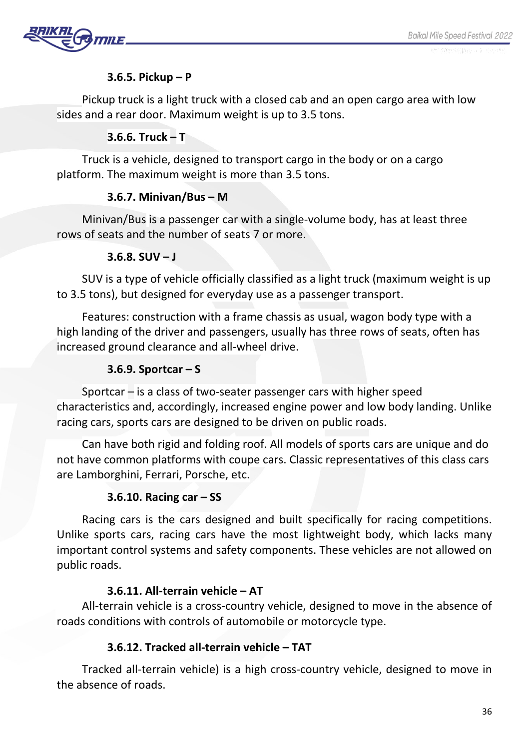#### 3.6.5. Pickup – P

Pickup truck is a light truck with a closed cab and an open cargo area with low sides and a rear door. Maximum weight is up to 3.5 tons.

#### 3.6.6. Truck – T

Truck is a vehicle, designed to transport cargo in the body or on a cargo platform. The maximum weight is more than 3.5 tons.

#### 3.6.7. Minivan/Bus – M

Minivan/Bus is a passenger car with a single-volume body, has at least three rows of seats and the number of seats 7 or more.

#### 3.6.8. SUV – J

SUV is a type of vehicle officially classified as a light truck (maximum weight is up to 3.5 tons), but designed for everyday use as a passenger transport.

Features: construction with a frame chassis as usual, wagon body type with a high landing of the driver and passengers, usually has three rows of seats, often has increased ground clearance and all-wheel drive.

#### 3.6.9. Sportcar – S

Sportcar – is a class of two-seater passenger cars with higher speed characteristics and, accordingly, increased engine power and low body landing. Unlike racing cars, sports cars are designed to be driven on public roads.

Can have both rigid and folding roof. All models of sports cars are unique and do not have common platforms with coupe cars. Classic representatives of this class cars are Lamborghini, Ferrari, Porsche, etc.

#### 3.6.10. Racing car – SS

Racing cars is the cars designed and built specifically for racing competitions. Unlike sports cars, racing cars have the most lightweight body, which lacks many important control systems and safety components. These vehicles are not allowed on public roads.

#### 3.6.11. All-terrain vehicle – AT

All-terrain vehicle is a cross-country vehicle, designed to move in the absence of roads conditions with controls of automobile or motorcycle type.

#### 3.6.12. Tracked all-terrain vehicle – TAT

Tracked all-terrain vehicle) is a high cross-country vehicle, designed to move in the absence of roads.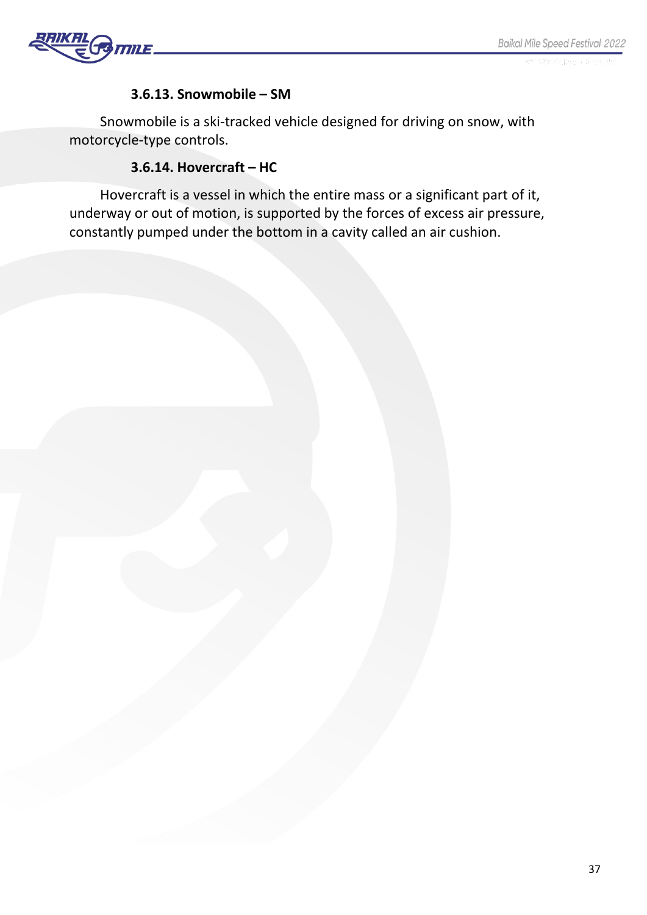#### 3.6.13. Snowmobile – SM

Snowmobile is a ski-tracked vehicle designed for driving on snow, with motorcycle-type controls.

#### 3.6.14. Hovercraft – HC

Hovercraft is a vessel in which the entire mass or a significant part of it, underway or out of motion, is supported by the forces of excess air pressure, constantly pumped under the bottom in a cavity called an air cushion.